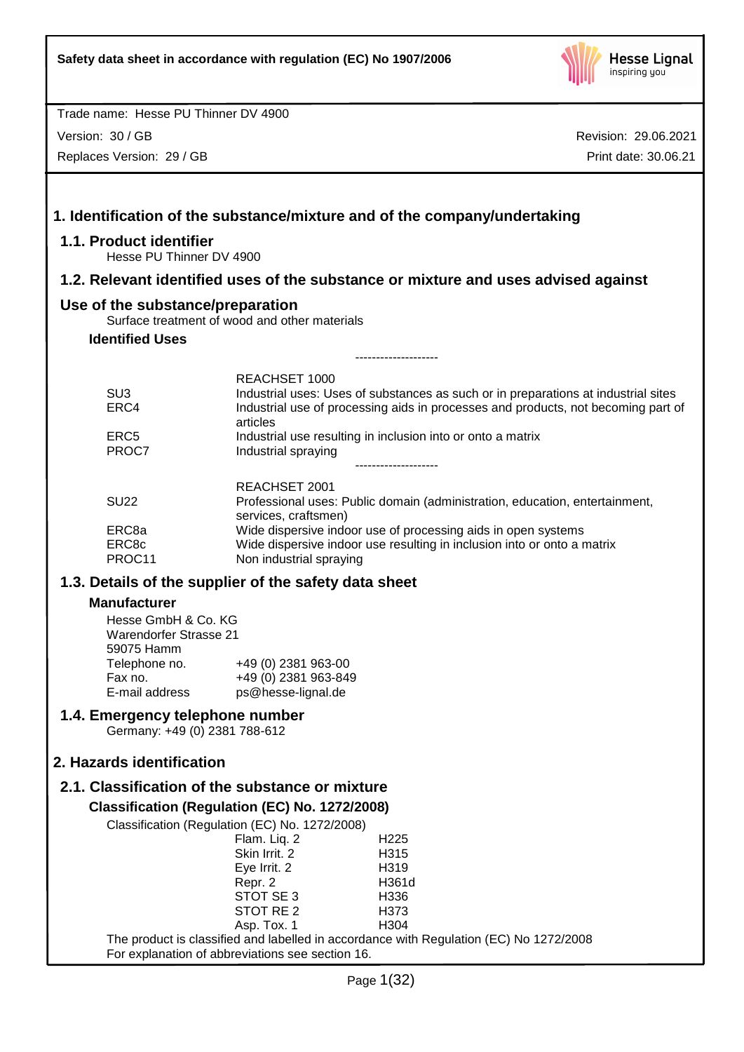Safety data sheet in accordance with regulation (EC) No 1907/2006

Trade name: Hesse PU Thinner DV 4900

Version: 30 / GB

Replaces Version: 29 / GB

Revision: 29.06.2021

Print date: 30.06.21

# 1. Identification of the substance/mixture and of the company/undertaking

## 1.1. Product identifier

Hesse PU Thinner DV 4900

## 1.2. Relevant identified uses of the substance or mixture and uses advised against

## Use of the substance/preparation

Surface treatment of wood and other materials

### Identified Uses

--------------------

| | REACHSET 1000 |
|---|---|
| SU3 | Industrial uses: Uses of substances as such or in preparations at industrial sites |
| ERC4 | Industrial use of processing aids in processes and products, not becoming part of articles |
| ERC5 | Industrial use resulting in inclusion into or onto a matrix |
| PROC7 | Industrial spraying |

--------------------

| | REACHSET 2001 |
|---|---|
| SU22 | Professional uses: Public domain (administration, education, entertainment, services, craftsmen) |
| ERC8a | Wide dispersive indoor use of processing aids in open systems |
| ERC8c | Wide dispersive indoor use resulting in inclusion into or onto a matrix |
| PROC11 | Non industrial spraying |

## 1.3. Details of the supplier of the safety data sheet

### Manufacturer

Hesse GmbH & Co. KG
Warendorfer Strasse 21
59075 Hamm

| | |
|---|---|
| Telephone no. | +49 (0) 2381 963-00 |
| Fax no. | +49 (0) 2381 963-849 |
| E-mail address | ps@hesse-lignal.de |

## 1.4. Emergency telephone number

Germany: +49 (0) 2381 788-612

# 2. Hazards identification

## 2.1. Classification of the substance or mixture

### Classification (Regulation (EC) No. 1272/2008)

Classification (Regulation (EC) No. 1272/2008)

| | |
|---|---|
| Flam. Liq. 2 | H225 |
| Skin Irrit. 2 | H315 |
| Eye Irrit. 2 | H319 |
| Repr. 2 | H361d |
| STOT SE 3 | H336 |
| STOT RE 2 | H373 |
| Asp. Tox. 1 | H304 |

The product is classified and labelled in accordance with Regulation (EC) No 1272/2008

For explanation of abbreviations see section 16.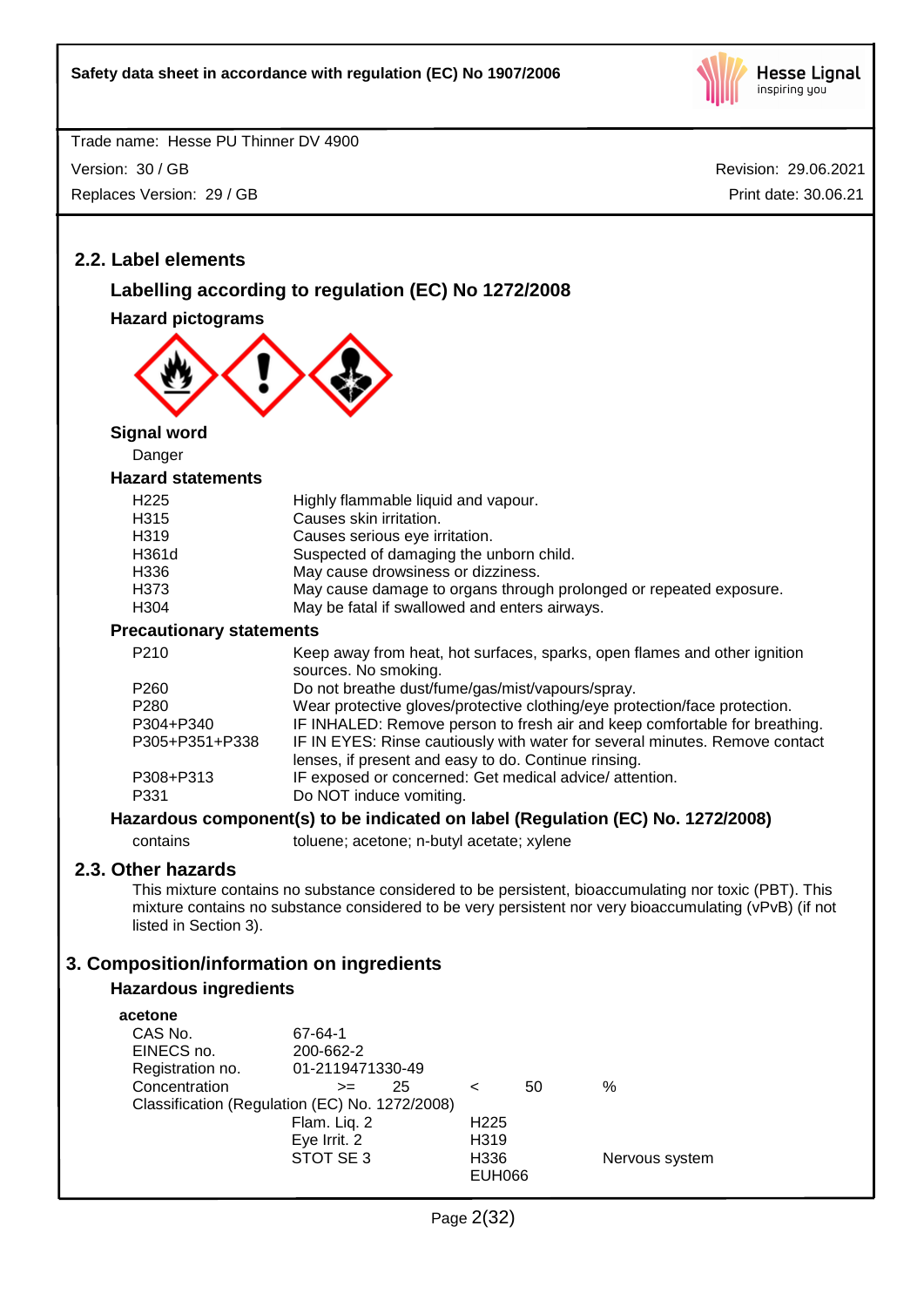## 2.2. Label elements

### Labelling according to regulation (EC) No 1272/2008

**Hazard pictograms**

**Signal word**

Danger

**Hazard statements**

| | |
|---|---|
| H225 | Highly flammable liquid and vapour. |
| H315 | Causes skin irritation. |
| H319 | Causes serious eye irritation. |
| H361d | Suspected of damaging the unborn child. |
| H336 | May cause drowsiness or dizziness. |
| H373 | May cause damage to organs through prolonged or repeated exposure. |
| H304 | May be fatal if swallowed and enters airways. |

**Precautionary statements**

| | |
|---|---|
| P210 | Keep away from heat, hot surfaces, sparks, open flames and other ignition sources. No smoking. |
| P260 | Do not breathe dust/fume/gas/mist/vapours/spray. |
| P280 | Wear protective gloves/protective clothing/eye protection/face protection. |
| P304+P340 | IF INHALED: Remove person to fresh air and keep comfortable for breathing. |
| P305+P351+P338 | IF IN EYES: Rinse cautiously with water for several minutes. Remove contact lenses, if present and easy to do. Continue rinsing. |
| P308+P313 | IF exposed or concerned: Get medical advice/ attention. |
| P331 | Do NOT induce vomiting. |

**Hazardous component(s) to be indicated on label (Regulation (EC) No. 1272/2008)**

contains toluene; acetone; n-butyl acetate; xylene

## 2.3. Other hazards

This mixture contains no substance considered to be persistent, bioaccumulating nor toxic (PBT). This mixture contains no substance considered to be very persistent nor very bioaccumulating (vPvB) (if not listed in Section 3).

# 3. Composition/information on ingredients

### Hazardous ingredients

**acetone**

| | | | | |
|---|---|---|---|---|
| CAS No. | 67-64-1 | | | |
| EINECS no. | 200-662-2 | | | |
| Registration no. | 01-2119471330-49 | | | |
| Concentration | >= 25 | < | 50 | % |

Classification (Regulation (EC) No. 1272/2008)

| | | |
|---|---|---|
| Flam. Liq. 2 | H225 | |
| Eye Irrit. 2 | H319 | |
| STOT SE 3 | H336 | Nervous system |
| | EUH066 | |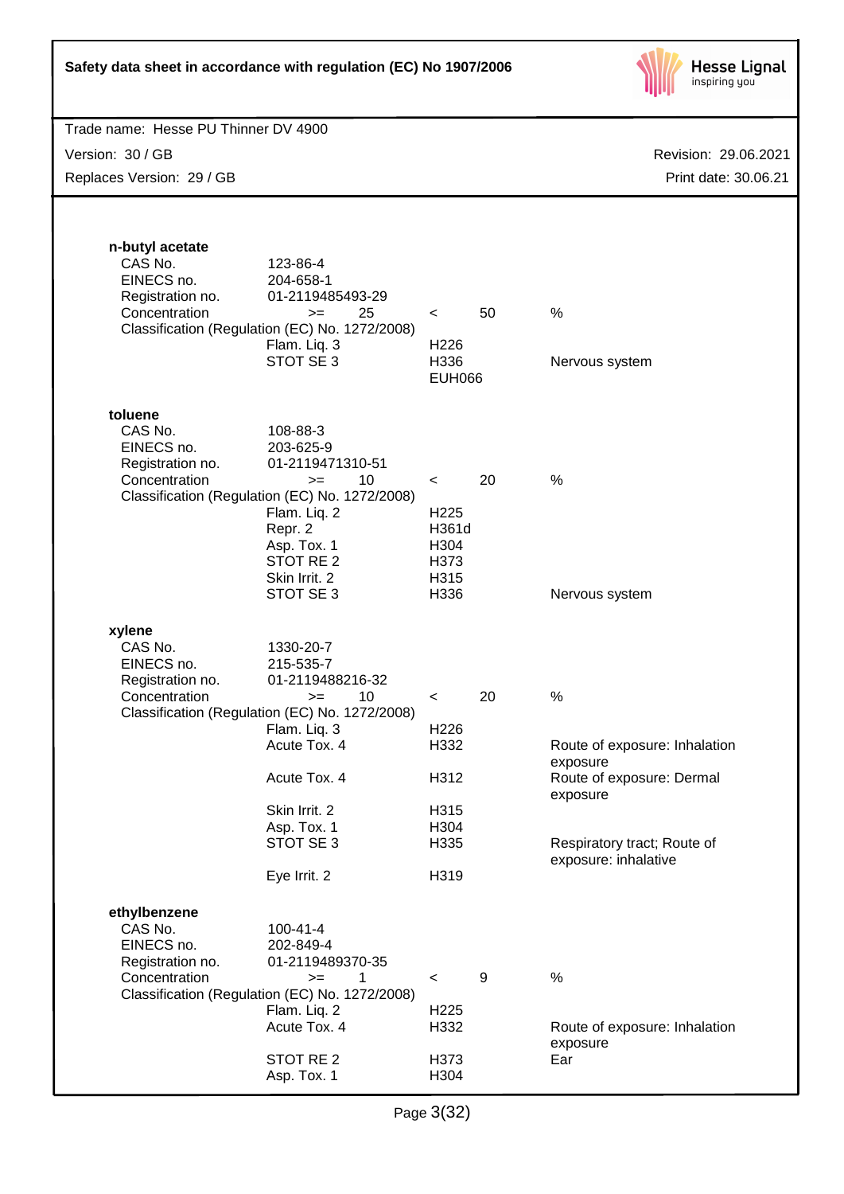**n-butyl acetate**

| | | | |
|---|---|---|---|
| CAS No. | 123-86-4 | | |
| EINECS no. | 204-658-1 | | |
| Registration no. | 01-2119485493-29 | | |
| Concentration | >= 25 | < 50 | % |

Classification (Regulation (EC) No. 1272/2008)

| | | |
|---|---|---|
| Flam. Liq. 3 | H226 | |
| STOT SE 3 | H336<br>EUH066 | Nervous system |

**toluene**

| | | | |
|---|---|---|---|
| CAS No. | 108-88-3 | | |
| EINECS no. | 203-625-9 | | |
| Registration no. | 01-2119471310-51 | | |
| Concentration | >= 10 | < 20 | % |

Classification (Regulation (EC) No. 1272/2008)

| | | |
|---|---|---|
| Flam. Liq. 2 | H225 | |
| Repr. 2 | H361d | |
| Asp. Tox. 1 | H304 | |
| STOT RE 2 | H373 | |
| Skin Irrit. 2 | H315 | |
| STOT SE 3 | H336 | Nervous system |

**xylene**

| | | | |
|---|---|---|---|
| CAS No. | 1330-20-7 | | |
| EINECS no. | 215-535-7 | | |
| Registration no. | 01-2119488216-32 | | |
| Concentration | >= 10 | < 20 | % |

Classification (Regulation (EC) No. 1272/2008)

| | | |
|---|---|---|
| Flam. Liq. 3 | H226 | |
| Acute Tox. 4 | H332 | Route of exposure: Inhalation exposure |
| Acute Tox. 4 | H312 | Route of exposure: Dermal exposure |
| Skin Irrit. 2 | H315 | |
| Asp. Tox. 1 | H304 | |
| STOT SE 3 | H335 | Respiratory tract; Route of exposure: inhalative |
| Eye Irrit. 2 | H319 | |

**ethylbenzene**

| | | | |
|---|---|---|---|
| CAS No. | 100-41-4 | | |
| EINECS no. | 202-849-4 | | |
| Registration no. | 01-2119489370-35 | | |
| Concentration | >= 1 | < 9 | % |

Classification (Regulation (EC) No. 1272/2008)

| | | |
|---|---|---|
| Flam. Liq. 2 | H225 | |
| Acute Tox. 4 | H332 | Route of exposure: Inhalation exposure |
| STOT RE 2 | H373 | Ear |
| Asp. Tox. 1 | H304 | |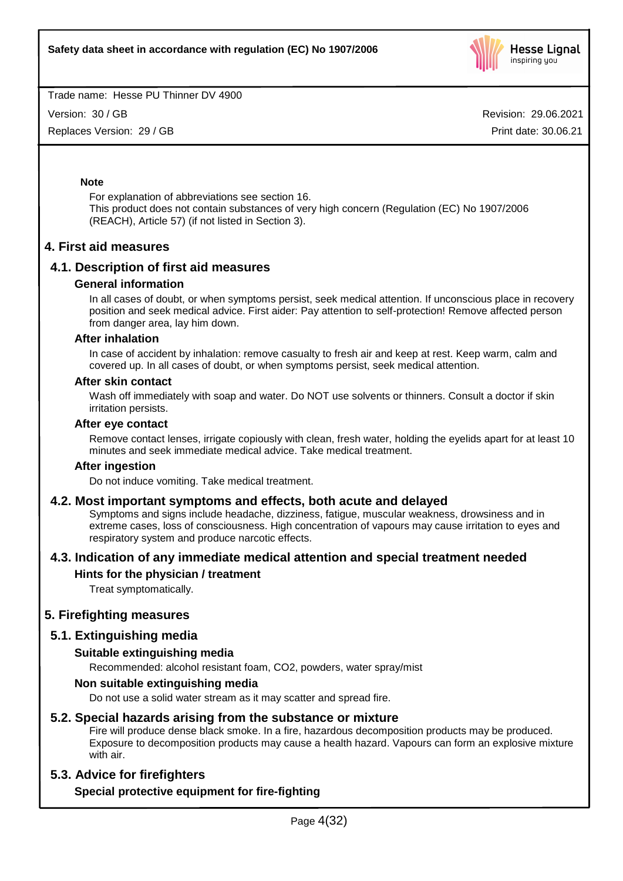**Note**

For explanation of abbreviations see section 16.
This product does not contain substances of very high concern (Regulation (EC) No 1907/2006 (REACH), Article 57) (if not listed in Section 3).

# 4. First aid measures

## 4.1. Description of first aid measures

### General information

In all cases of doubt, or when symptoms persist, seek medical attention. If unconscious place in recovery position and seek medical advice. First aider: Pay attention to self-protection! Remove affected person from danger area, lay him down.

### After inhalation

In case of accident by inhalation: remove casualty to fresh air and keep at rest. Keep warm, calm and covered up. In all cases of doubt, or when symptoms persist, seek medical attention.

### After skin contact

Wash off immediately with soap and water. Do NOT use solvents or thinners. Consult a doctor if skin irritation persists.

### After eye contact

Remove contact lenses, irrigate copiously with clean, fresh water, holding the eyelids apart for at least 10 minutes and seek immediate medical advice. Take medical treatment.

### After ingestion

Do not induce vomiting. Take medical treatment.

## 4.2. Most important symptoms and effects, both acute and delayed

Symptoms and signs include headache, dizziness, fatigue, muscular weakness, drowsiness and in extreme cases, loss of consciousness. High concentration of vapours may cause irritation to eyes and respiratory system and produce narcotic effects.

## 4.3. Indication of any immediate medical attention and special treatment needed

### Hints for the physician / treatment

Treat symptomatically.

# 5. Firefighting measures

## 5.1. Extinguishing media

### Suitable extinguishing media

Recommended: alcohol resistant foam, $CO_2$, powders, water spray/mist

### Non suitable extinguishing media

Do not use a solid water stream as it may scatter and spread fire.

## 5.2. Special hazards arising from the substance or mixture

Fire will produce dense black smoke. In a fire, hazardous decomposition products may be produced. Exposure to decomposition products may cause a health hazard. Vapours can form an explosive mixture with air.

## 5.3. Advice for firefighters

### Special protective equipment for fire-fighting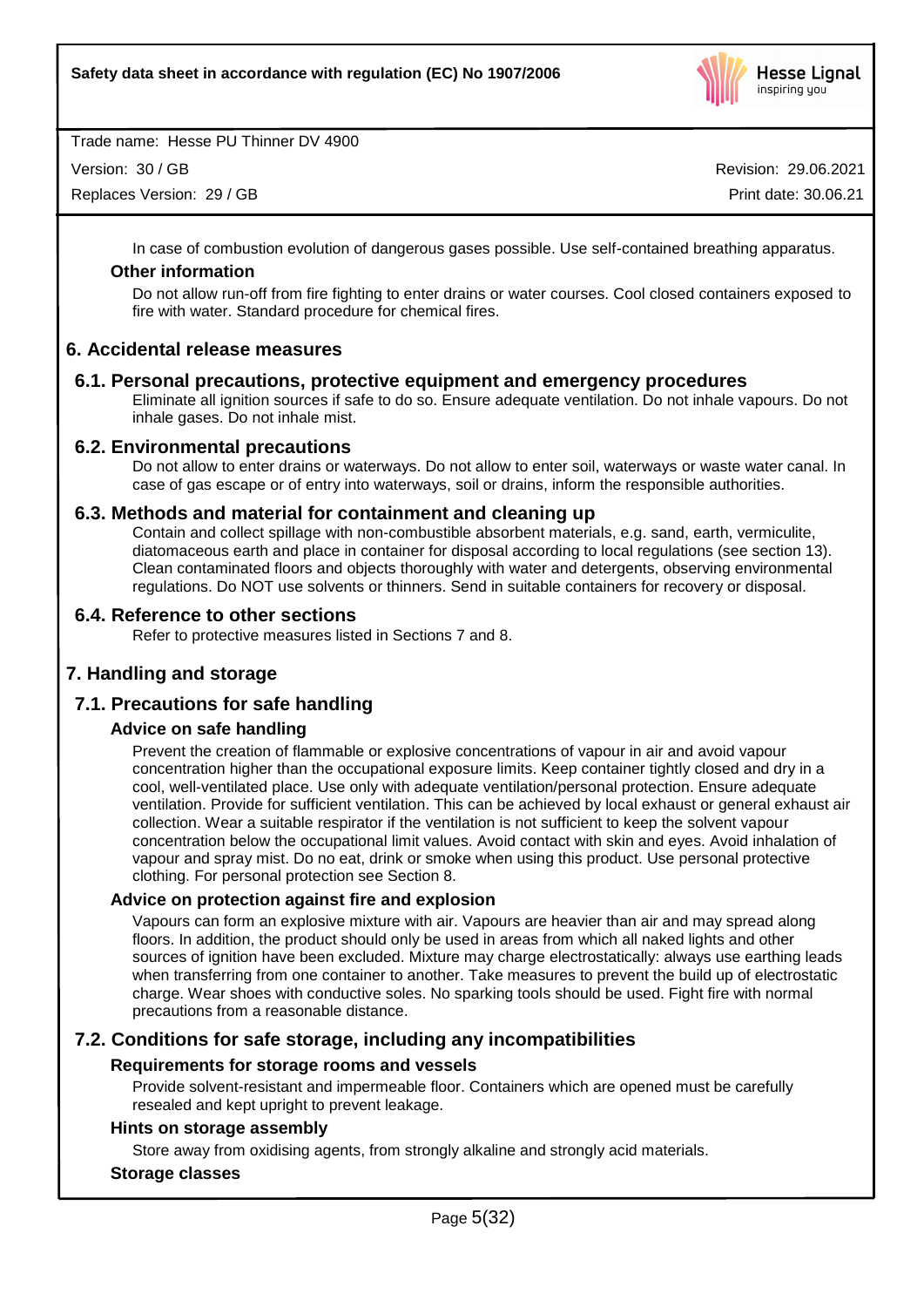In case of combustion evolution of dangerous gases possible. Use self-contained breathing apparatus.

**Other information**

Do not allow run-off from fire fighting to enter drains or water courses. Cool closed containers exposed to fire with water. Standard procedure for chemical fires.

## 6. Accidental release measures

### 6.1. Personal precautions, protective equipment and emergency procedures

Eliminate all ignition sources if safe to do so. Ensure adequate ventilation. Do not inhale vapours. Do not inhale gases. Do not inhale mist.

### 6.2. Environmental precautions

Do not allow to enter drains or waterways. Do not allow to enter soil, waterways or waste water canal. In case of gas escape or of entry into waterways, soil or drains, inform the responsible authorities.

### 6.3. Methods and material for containment and cleaning up

Contain and collect spillage with non-combustible absorbent materials, e.g. sand, earth, vermiculite, diatomaceous earth and place in container for disposal according to local regulations (see section 13). Clean contaminated floors and objects thoroughly with water and detergents, observing environmental regulations. Do NOT use solvents or thinners. Send in suitable containers for recovery or disposal.

### 6.4. Reference to other sections

Refer to protective measures listed in Sections 7 and 8.

## 7. Handling and storage

### 7.1. Precautions for safe handling

**Advice on safe handling**

Prevent the creation of flammable or explosive concentrations of vapour in air and avoid vapour concentration higher than the occupational exposure limits. Keep container tightly closed and dry in a cool, well-ventilated place. Use only with adequate ventilation/personal protection. Ensure adequate ventilation. Provide for sufficient ventilation. This can be achieved by local exhaust or general exhaust air collection. Wear a suitable respirator if the ventilation is not sufficient to keep the solvent vapour concentration below the occupational limit values. Avoid contact with skin and eyes. Avoid inhalation of vapour and spray mist. Do no eat, drink or smoke when using this product. Use personal protective clothing. For personal protection see Section 8.

**Advice on protection against fire and explosion**

Vapours can form an explosive mixture with air. Vapours are heavier than air and may spread along floors. In addition, the product should only be used in areas from which all naked lights and other sources of ignition have been excluded. Mixture may charge electrostatically: always use earthing leads when transferring from one container to another. Take measures to prevent the build up of electrostatic charge. Wear shoes with conductive soles. No sparking tools should be used. Fight fire with normal precautions from a reasonable distance.

### 7.2. Conditions for safe storage, including any incompatibilities

**Requirements for storage rooms and vessels**

Provide solvent-resistant and impermeable floor. Containers which are opened must be carefully resealed and kept upright to prevent leakage.

**Hints on storage assembly**

Store away from oxidising agents, from strongly alkaline and strongly acid materials.

**Storage classes**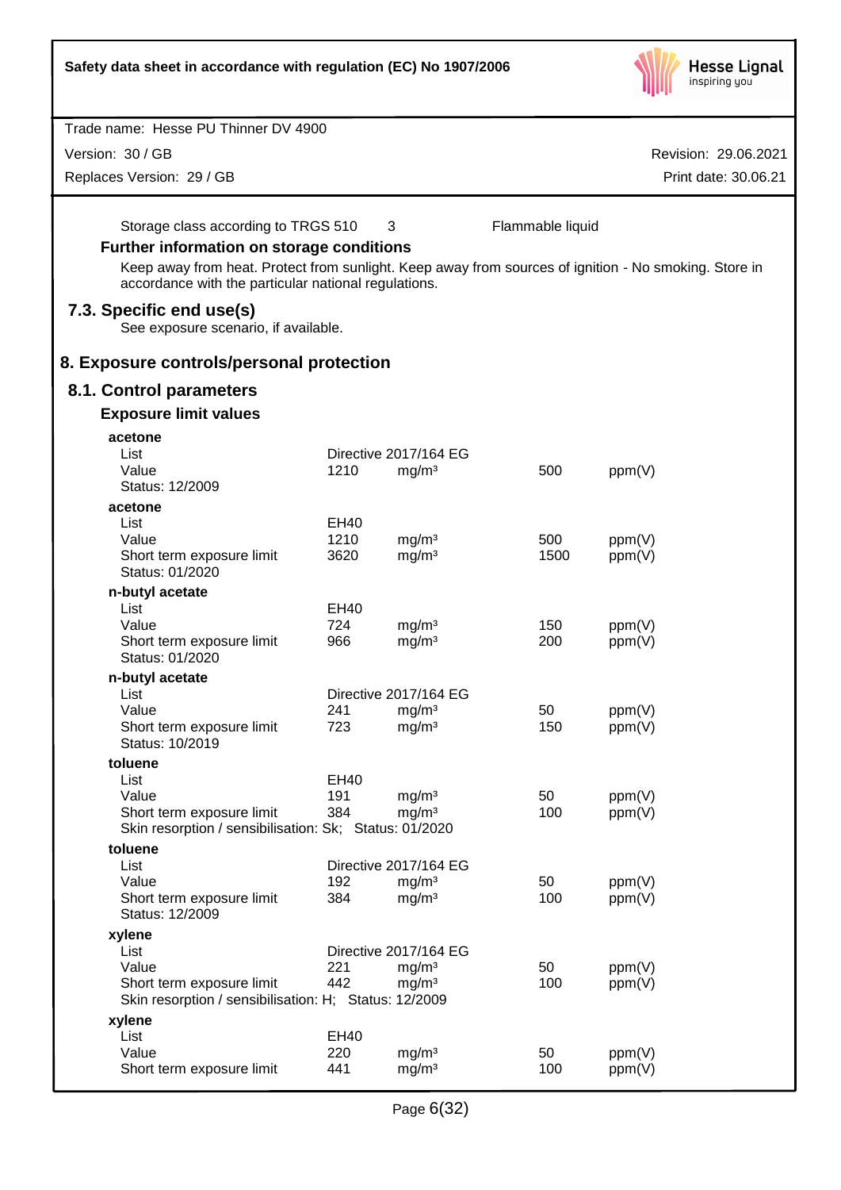Storage class according to TRGS 510 3 Flammable liquid

**Further information on storage conditions**

Keep away from heat. Protect from sunlight. Keep away from sources of ignition - No smoking. Store in accordance with the particular national regulations.

## 7.3. Specific end use(s)

See exposure scenario, if available.

# 8. Exposure controls/personal protection

## 8.1. Control parameters

### Exposure limit values

**acetone**

| | | | | |
|---|---|---|---|---|
| List | Directive 2017/164 EG | | | |
| Value | 1210 | mg/m³ | 500 | ppm(V) |

Status: 12/2009

**acetone**

| | | | | |
|---|---|---|---|---|
| List | EH40 | | | |
| Value | 1210 | mg/m³ | 500 | ppm(V) |
| Short term exposure limit | 3620 | mg/m³ | 1500 | ppm(V) |

Status: 01/2020

**n-butyl acetate**

| | | | | |
|---|---|---|---|---|
| List | EH40 | | | |
| Value | 724 | mg/m³ | 150 | ppm(V) |
| Short term exposure limit | 966 | mg/m³ | 200 | ppm(V) |

Status: 01/2020

**n-butyl acetate**

| | | | | |
|---|---|---|---|---|
| List | Directive 2017/164 EG | | | |
| Value | 241 | mg/m³ | 50 | ppm(V) |
| Short term exposure limit | 723 | mg/m³ | 150 | ppm(V) |

Status: 10/2019

**toluene**

| | | | | |
|---|---|---|---|---|
| List | EH40 | | | |
| Value | 191 | mg/m³ | 50 | ppm(V) |
| Short term exposure limit | 384 | mg/m³ | 100 | ppm(V) |

Skin resorption / sensibilisation: Sk; Status: 01/2020

**toluene**

| | | | | |
|---|---|---|---|---|
| List | Directive 2017/164 EG | | | |
| Value | 192 | mg/m³ | 50 | ppm(V) |
| Short term exposure limit | 384 | mg/m³ | 100 | ppm(V) |

Status: 12/2009

**xylene**

| | | | | |
|---|---|---|---|---|
| List | Directive 2017/164 EG | | | |
| Value | 221 | mg/m³ | 50 | ppm(V) |
| Short term exposure limit | 442 | mg/m³ | 100 | ppm(V) |

Skin resorption / sensibilisation: H; Status: 12/2009

**xylene**

| | | | | |
|---|---|---|---|---|
| List | EH40 | | | |
| Value | 220 | mg/m³ | 50 | ppm(V) |
| Short term exposure limit | 441 | mg/m³ | 100 | ppm(V) |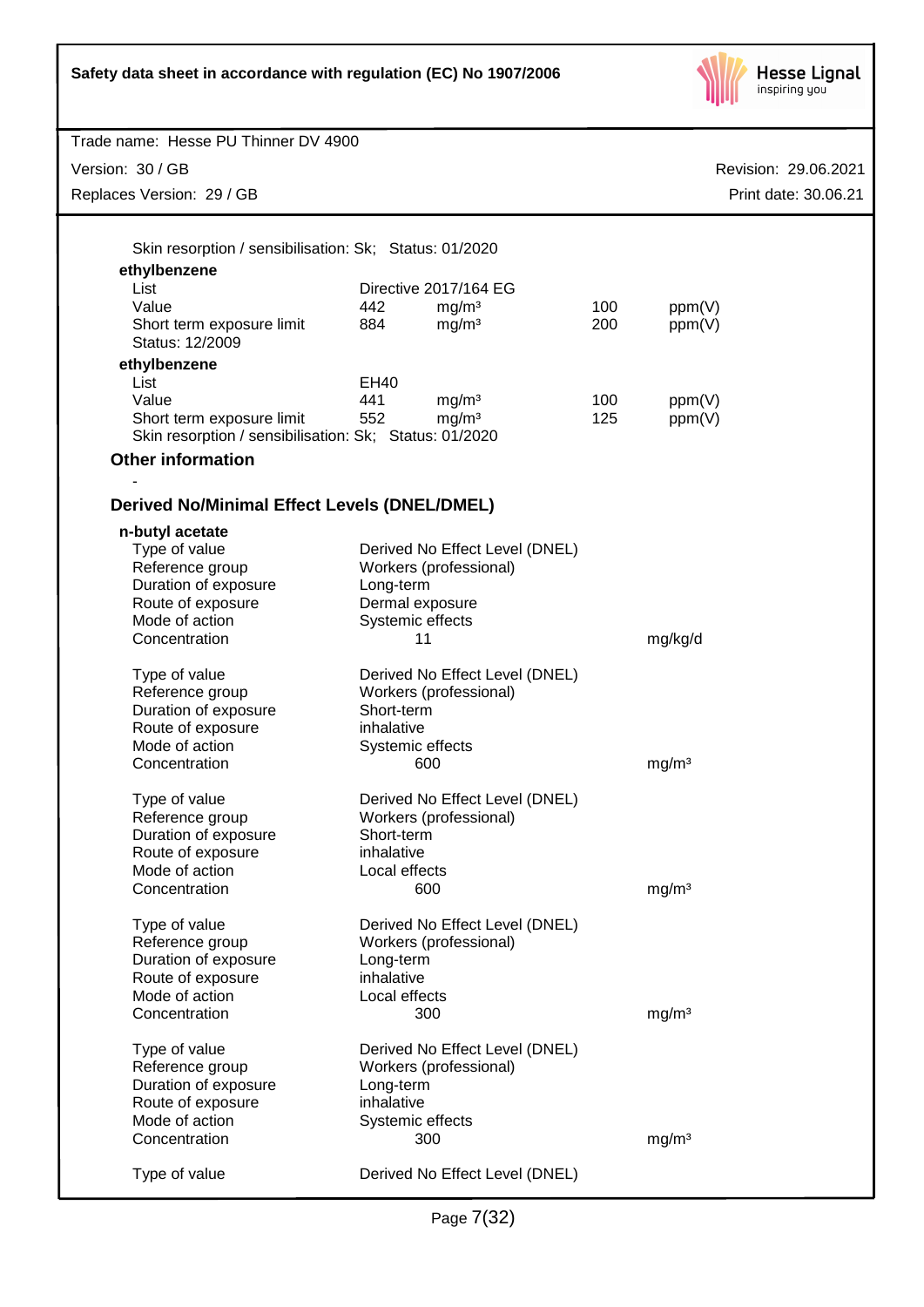Skin resorption / sensibilisation: Sk;  Status: 01/2020

**ethylbenzene**

| | | | | |
|---|---|---|---|---|
| List | Directive 2017/164 EG | | | |
| Value | 442 | mg/m³ | 100 | ppm(V) |
| Short term exposure limit | 884 | mg/m³ | 200 | ppm(V) |

Status: 12/2009

**ethylbenzene**

| | | | | |
|---|---|---|---|---|
| List | EH40 | | | |
| Value | 441 | mg/m³ | 100 | ppm(V) |
| Short term exposure limit | 552 | mg/m³ | 125 | ppm(V) |

Skin resorption / sensibilisation: Sk;  Status: 01/2020

### Other information

-

### Derived No/Minimal Effect Levels (DNEL/DMEL)

**n-butyl acetate**

| | | |
|---|---|---|
| Type of value | Derived No Effect Level (DNEL) | |
| Reference group | Workers (professional) | |
| Duration of exposure | Long-term | |
| Route of exposure | Dermal exposure | |
| Mode of action | Systemic effects | |
| Concentration | 11 | mg/kg/d |

| | | |
|---|---|---|
| Type of value | Derived No Effect Level (DNEL) | |
| Reference group | Workers (professional) | |
| Duration of exposure | Short-term | |
| Route of exposure | inhalative | |
| Mode of action | Systemic effects | |
| Concentration | 600 | mg/m³ |

| | | |
|---|---|---|
| Type of value | Derived No Effect Level (DNEL) | |
| Reference group | Workers (professional) | |
| Duration of exposure | Short-term | |
| Route of exposure | inhalative | |
| Mode of action | Local effects | |
| Concentration | 600 | mg/m³ |

| | | |
|---|---|---|
| Type of value | Derived No Effect Level (DNEL) | |
| Reference group | Workers (professional) | |
| Duration of exposure | Long-term | |
| Route of exposure | inhalative | |
| Mode of action | Local effects | |
| Concentration | 300 | mg/m³ |

| | | |
|---|---|---|
| Type of value | Derived No Effect Level (DNEL) | |
| Reference group | Workers (professional) | |
| Duration of exposure | Long-term | |
| Route of exposure | inhalative | |
| Mode of action | Systemic effects | |
| Concentration | 300 | mg/m³ |

| | |
|---|---|
| Type of value | Derived No Effect Level (DNEL) |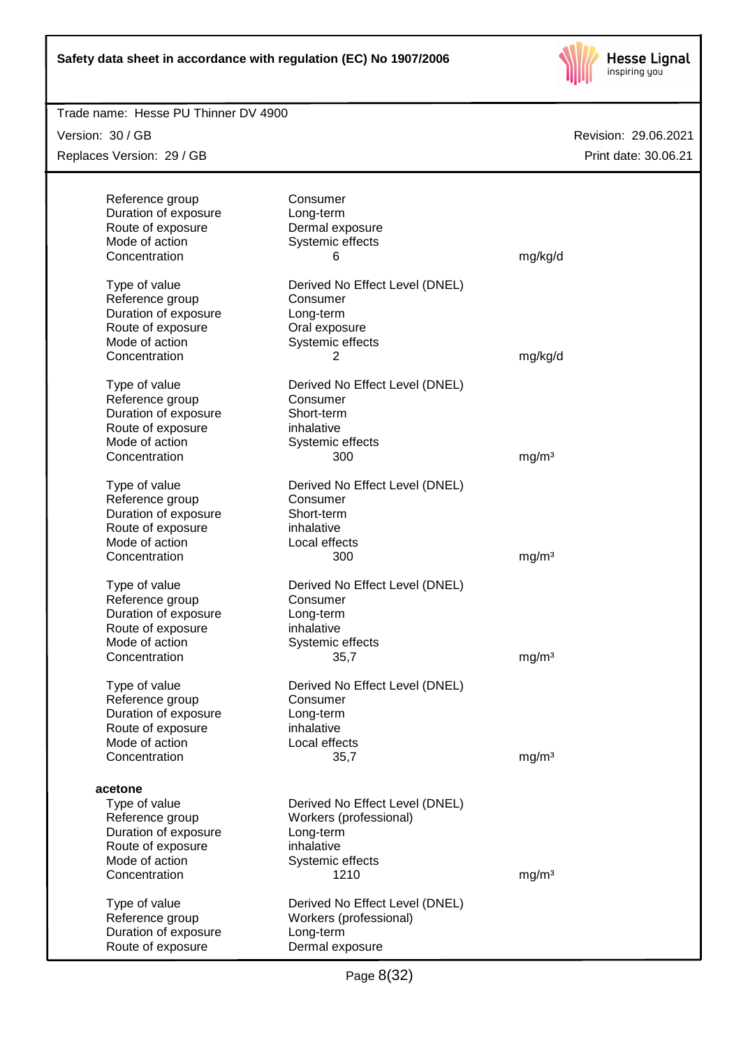| | | |
|---|---|---|
| Reference group | Consumer | |
| Duration of exposure | Long-term | |
| Route of exposure | Dermal exposure | |
| Mode of action | Systemic effects | |
| Concentration | 6 | mg/kg/d |

| | | |
|---|---|---|
| Type of value | Derived No Effect Level (DNEL) | |
| Reference group | Consumer | |
| Duration of exposure | Long-term | |
| Route of exposure | Oral exposure | |
| Mode of action | Systemic effects | |
| Concentration | 2 | mg/kg/d |

| | | |
|---|---|---|
| Type of value | Derived No Effect Level (DNEL) | |
| Reference group | Consumer | |
| Duration of exposure | Short-term | |
| Route of exposure | inhalative | |
| Mode of action | Systemic effects | |
| Concentration | 300 | mg/m³ |

| | | |
|---|---|---|
| Type of value | Derived No Effect Level (DNEL) | |
| Reference group | Consumer | |
| Duration of exposure | Short-term | |
| Route of exposure | inhalative | |
| Mode of action | Local effects | |
| Concentration | 300 | mg/m³ |

| | | |
|---|---|---|
| Type of value | Derived No Effect Level (DNEL) | |
| Reference group | Consumer | |
| Duration of exposure | Long-term | |
| Route of exposure | inhalative | |
| Mode of action | Systemic effects | |
| Concentration | 35,7 | mg/m³ |

| | | |
|---|---|---|
| Type of value | Derived No Effect Level (DNEL) | |
| Reference group | Consumer | |
| Duration of exposure | Long-term | |
| Route of exposure | inhalative | |
| Mode of action | Local effects | |
| Concentration | 35,7 | mg/m³ |

**acetone**

| | | |
|---|---|---|
| Type of value | Derived No Effect Level (DNEL) | |
| Reference group | Workers (professional) | |
| Duration of exposure | Long-term | |
| Route of exposure | inhalative | |
| Mode of action | Systemic effects | |
| Concentration | 1210 | mg/m³ |

| | | |
|---|---|---|
| Type of value | Derived No Effect Level (DNEL) | |
| Reference group | Workers (professional) | |
| Duration of exposure | Long-term | |
| Route of exposure | Dermal exposure | |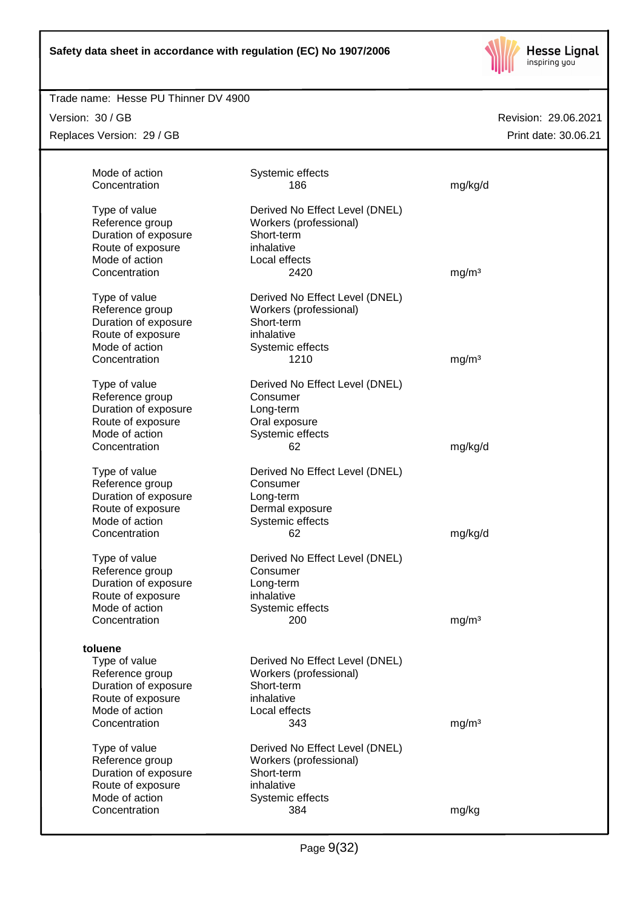| | | |
|---|---|---|
| Mode of action | Systemic effects | |
| Concentration | 186 | mg/kg/d |

| | | |
|---|---|---|
| Type of value | Derived No Effect Level (DNEL) | |
| Reference group | Workers (professional) | |
| Duration of exposure | Short-term | |
| Route of exposure | inhalative | |
| Mode of action | Local effects | |
| Concentration | 2420 | mg/m³ |

| | | |
|---|---|---|
| Type of value | Derived No Effect Level (DNEL) | |
| Reference group | Workers (professional) | |
| Duration of exposure | Short-term | |
| Route of exposure | inhalative | |
| Mode of action | Systemic effects | |
| Concentration | 1210 | mg/m³ |

| | | |
|---|---|---|
| Type of value | Derived No Effect Level (DNEL) | |
| Reference group | Consumer | |
| Duration of exposure | Long-term | |
| Route of exposure | Oral exposure | |
| Mode of action | Systemic effects | |
| Concentration | 62 | mg/kg/d |

| | | |
|---|---|---|
| Type of value | Derived No Effect Level (DNEL) | |
| Reference group | Consumer | |
| Duration of exposure | Long-term | |
| Route of exposure | Dermal exposure | |
| Mode of action | Systemic effects | |
| Concentration | 62 | mg/kg/d |

| | | |
|---|---|---|
| Type of value | Derived No Effect Level (DNEL) | |
| Reference group | Consumer | |
| Duration of exposure | Long-term | |
| Route of exposure | inhalative | |
| Mode of action | Systemic effects | |
| Concentration | 200 | mg/m³ |

**toluene**

| | | |
|---|---|---|
| Type of value | Derived No Effect Level (DNEL) | |
| Reference group | Workers (professional) | |
| Duration of exposure | Short-term | |
| Route of exposure | inhalative | |
| Mode of action | Local effects | |
| Concentration | 343 | mg/m³ |

| | | |
|---|---|---|
| Type of value | Derived No Effect Level (DNEL) | |
| Reference group | Workers (professional) | |
| Duration of exposure | Short-term | |
| Route of exposure | inhalative | |
| Mode of action | Systemic effects | |
| Concentration | 384 | mg/kg |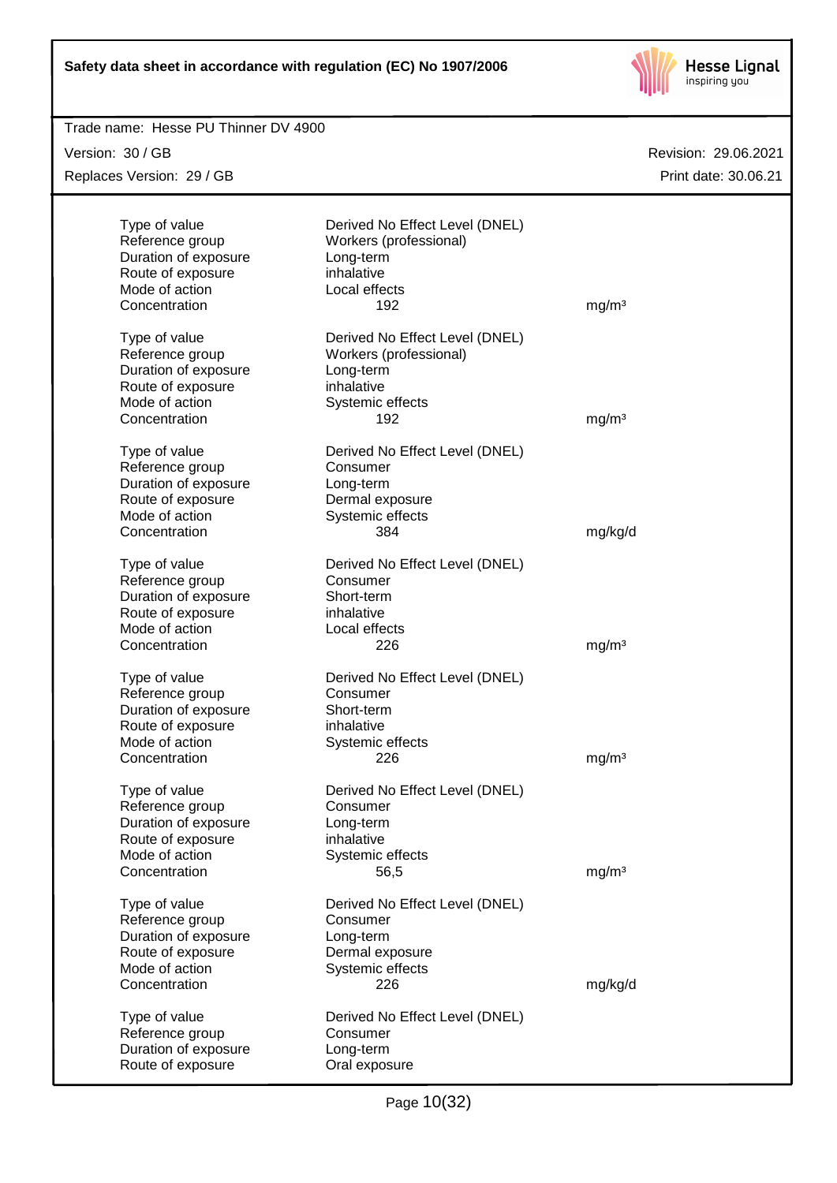| | | |
|---|---|---|
| Type of value | Derived No Effect Level (DNEL) | |
| Reference group | Workers (professional) | |
| Duration of exposure | Long-term | |
| Route of exposure | inhalative | |
| Mode of action | Local effects | |
| Concentration | 192 | mg/m³ |

| | | |
|---|---|---|
| Type of value | Derived No Effect Level (DNEL) | |
| Reference group | Workers (professional) | |
| Duration of exposure | Long-term | |
| Route of exposure | inhalative | |
| Mode of action | Systemic effects | |
| Concentration | 192 | mg/m³ |

| | | |
|---|---|---|
| Type of value | Derived No Effect Level (DNEL) | |
| Reference group | Consumer | |
| Duration of exposure | Long-term | |
| Route of exposure | Dermal exposure | |
| Mode of action | Systemic effects | |
| Concentration | 384 | mg/kg/d |

| | | |
|---|---|---|
| Type of value | Derived No Effect Level (DNEL) | |
| Reference group | Consumer | |
| Duration of exposure | Short-term | |
| Route of exposure | inhalative | |
| Mode of action | Local effects | |
| Concentration | 226 | mg/m³ |

| | | |
|---|---|---|
| Type of value | Derived No Effect Level (DNEL) | |
| Reference group | Consumer | |
| Duration of exposure | Short-term | |
| Route of exposure | inhalative | |
| Mode of action | Systemic effects | |
| Concentration | 226 | mg/m³ |

| | | |
|---|---|---|
| Type of value | Derived No Effect Level (DNEL) | |
| Reference group | Consumer | |
| Duration of exposure | Long-term | |
| Route of exposure | inhalative | |
| Mode of action | Systemic effects | |
| Concentration | 56,5 | mg/m³ |

| | | |
|---|---|---|
| Type of value | Derived No Effect Level (DNEL) | |
| Reference group | Consumer | |
| Duration of exposure | Long-term | |
| Route of exposure | Dermal exposure | |
| Mode of action | Systemic effects | |
| Concentration | 226 | mg/kg/d |

| | | |
|---|---|---|
| Type of value | Derived No Effect Level (DNEL) | |
| Reference group | Consumer | |
| Duration of exposure | Long-term | |
| Route of exposure | Oral exposure | |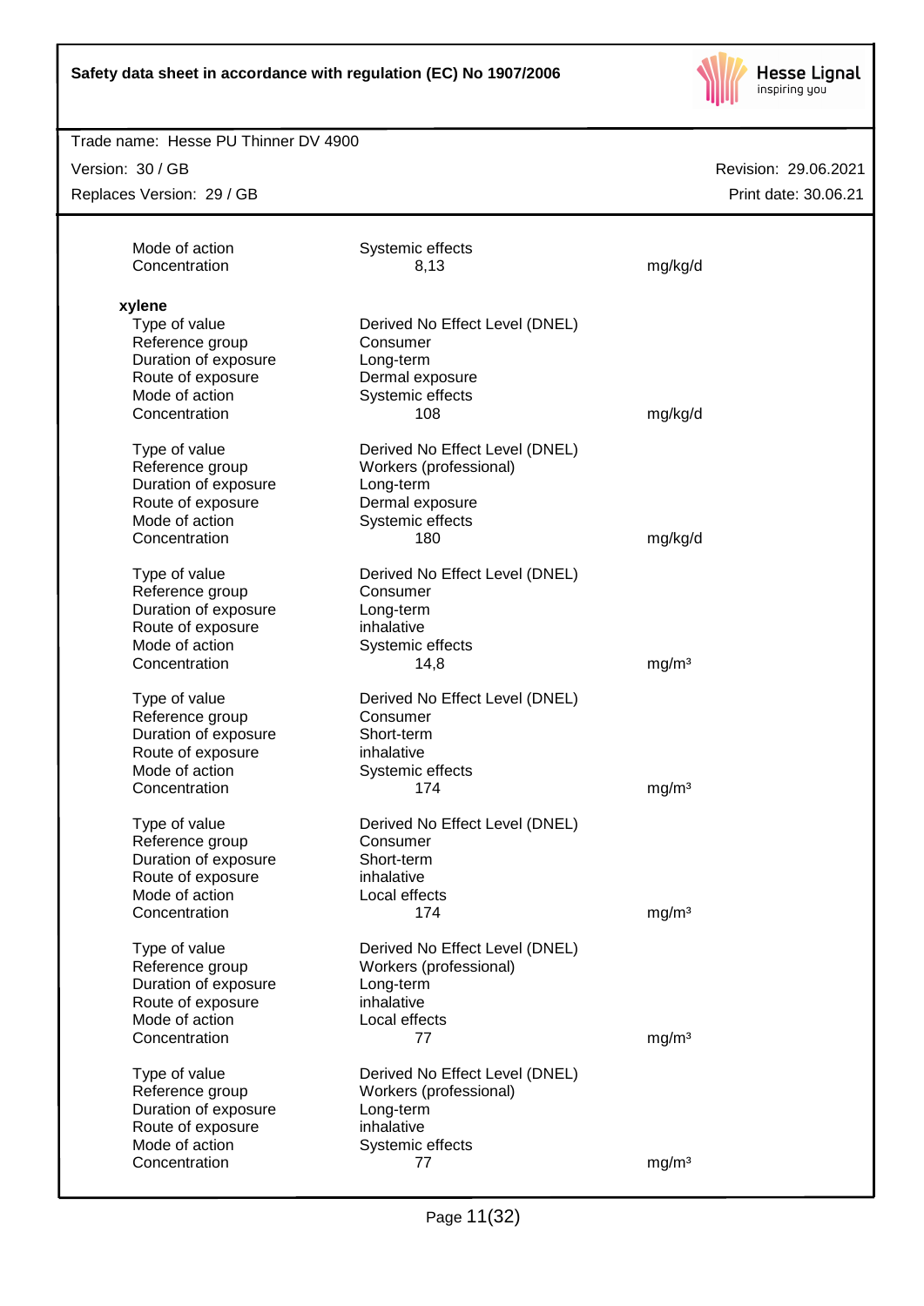| | | |
|---|---|---|
| Mode of action | Systemic effects | |
| Concentration | 8,13 | mg/kg/d |

**xylene**

| | | |
|---|---|---|
| Type of value | Derived No Effect Level (DNEL) | |
| Reference group | Consumer | |
| Duration of exposure | Long-term | |
| Route of exposure | Dermal exposure | |
| Mode of action | Systemic effects | |
| Concentration | 108 | mg/kg/d |

| | | |
|---|---|---|
| Type of value | Derived No Effect Level (DNEL) | |
| Reference group | Workers (professional) | |
| Duration of exposure | Long-term | |
| Route of exposure | Dermal exposure | |
| Mode of action | Systemic effects | |
| Concentration | 180 | mg/kg/d |

| | | |
|---|---|---|
| Type of value | Derived No Effect Level (DNEL) | |
| Reference group | Consumer | |
| Duration of exposure | Long-term | |
| Route of exposure | inhalative | |
| Mode of action | Systemic effects | |
| Concentration | 14,8 | $mg/m^3$ |

| | | |
|---|---|---|
| Type of value | Derived No Effect Level (DNEL) | |
| Reference group | Consumer | |
| Duration of exposure | Short-term | |
| Route of exposure | inhalative | |
| Mode of action | Systemic effects | |
| Concentration | 174 | $mg/m^3$ |

| | | |
|---|---|---|
| Type of value | Derived No Effect Level (DNEL) | |
| Reference group | Consumer | |
| Duration of exposure | Short-term | |
| Route of exposure | inhalative | |
| Mode of action | Local effects | |
| Concentration | 174 | $mg/m^3$ |

| | | |
|---|---|---|
| Type of value | Derived No Effect Level (DNEL) | |
| Reference group | Workers (professional) | |
| Duration of exposure | Long-term | |
| Route of exposure | inhalative | |
| Mode of action | Local effects | |
| Concentration | 77 | $mg/m^3$ |

| | | |
|---|---|---|
| Type of value | Derived No Effect Level (DNEL) | |
| Reference group | Workers (professional) | |
| Duration of exposure | Long-term | |
| Route of exposure | inhalative | |
| Mode of action | Systemic effects | |
| Concentration | 77 | $mg/m^3$ |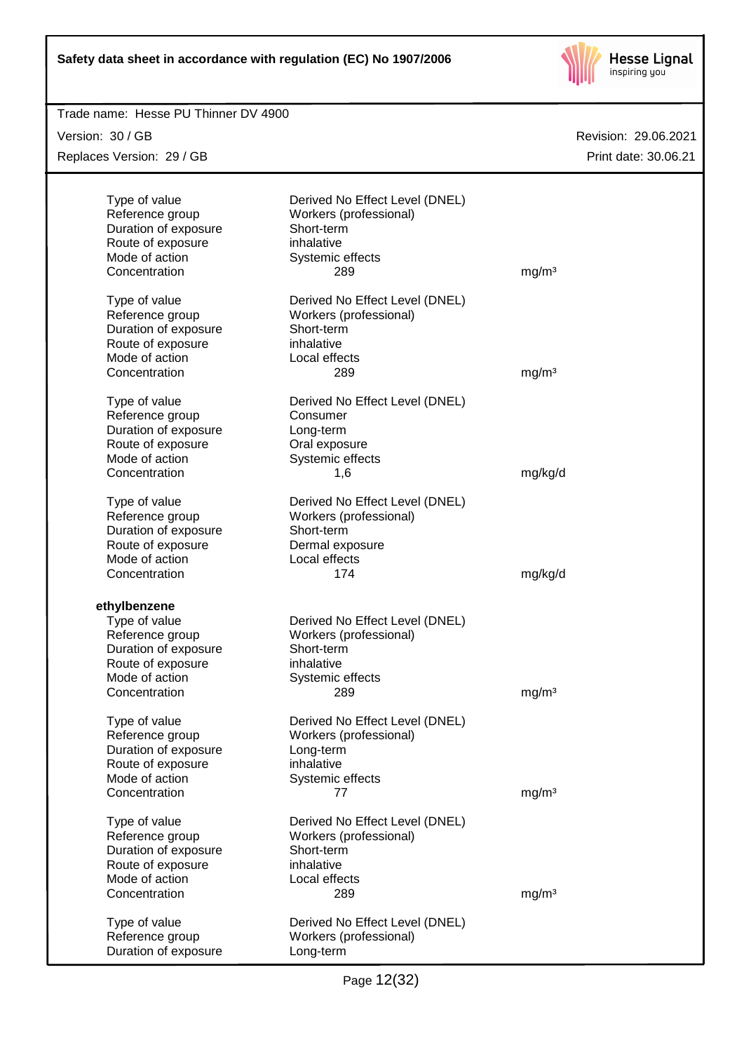| | | |
|---|---|---|
| Type of value | Derived No Effect Level (DNEL) | |
| Reference group | Workers (professional) | |
| Duration of exposure | Short-term | |
| Route of exposure | inhalative | |
| Mode of action | Systemic effects | |
| Concentration | 289 | mg/m³ |

| | | |
|---|---|---|
| Type of value | Derived No Effect Level (DNEL) | |
| Reference group | Workers (professional) | |
| Duration of exposure | Short-term | |
| Route of exposure | inhalative | |
| Mode of action | Local effects | |
| Concentration | 289 | mg/m³ |

| | | |
|---|---|---|
| Type of value | Derived No Effect Level (DNEL) | |
| Reference group | Consumer | |
| Duration of exposure | Long-term | |
| Route of exposure | Oral exposure | |
| Mode of action | Systemic effects | |
| Concentration | 1,6 | mg/kg/d |

| | | |
|---|---|---|
| Type of value | Derived No Effect Level (DNEL) | |
| Reference group | Workers (professional) | |
| Duration of exposure | Short-term | |
| Route of exposure | Dermal exposure | |
| Mode of action | Local effects | |
| Concentration | 174 | mg/kg/d |

**ethylbenzene**

| | | |
|---|---|---|
| Type of value | Derived No Effect Level (DNEL) | |
| Reference group | Workers (professional) | |
| Duration of exposure | Short-term | |
| Route of exposure | inhalative | |
| Mode of action | Systemic effects | |
| Concentration | 289 | mg/m³ |

| | | |
|---|---|---|
| Type of value | Derived No Effect Level (DNEL) | |
| Reference group | Workers (professional) | |
| Duration of exposure | Long-term | |
| Route of exposure | inhalative | |
| Mode of action | Systemic effects | |
| Concentration | 77 | mg/m³ |

| | | |
|---|---|---|
| Type of value | Derived No Effect Level (DNEL) | |
| Reference group | Workers (professional) | |
| Duration of exposure | Short-term | |
| Route of exposure | inhalative | |
| Mode of action | Local effects | |
| Concentration | 289 | mg/m³ |

| | |
|---|---|
| Type of value | Derived No Effect Level (DNEL) |
| Reference group | Workers (professional) |
| Duration of exposure | Long-term |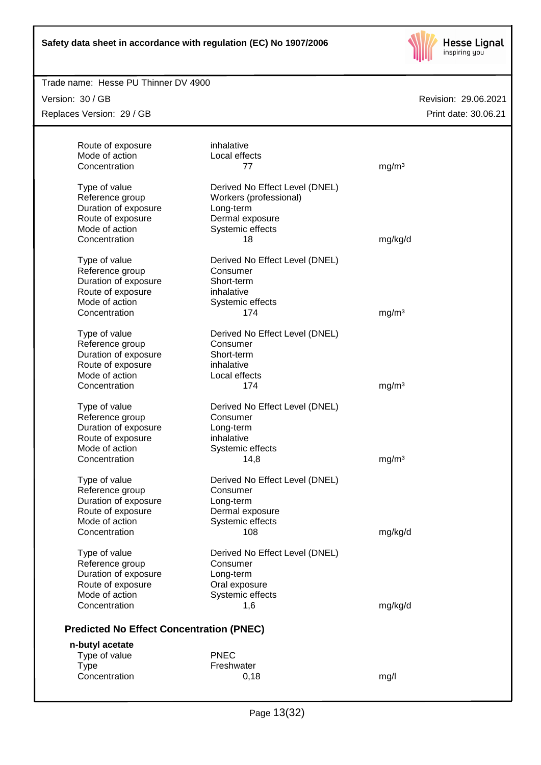| | | |
|---|---|---|
| Route of exposure | inhalative | |
| Mode of action | Local effects | |
| Concentration | 77 | mg/m³ |

| | | |
|---|---|---|
| Type of value | Derived No Effect Level (DNEL) | |
| Reference group | Workers (professional) | |
| Duration of exposure | Long-term | |
| Route of exposure | Dermal exposure | |
| Mode of action | Systemic effects | |
| Concentration | 18 | mg/kg/d |

| | | |
|---|---|---|
| Type of value | Derived No Effect Level (DNEL) | |
| Reference group | Consumer | |
| Duration of exposure | Short-term | |
| Route of exposure | inhalative | |
| Mode of action | Systemic effects | |
| Concentration | 174 | mg/m³ |

| | | |
|---|---|---|
| Type of value | Derived No Effect Level (DNEL) | |
| Reference group | Consumer | |
| Duration of exposure | Short-term | |
| Route of exposure | inhalative | |
| Mode of action | Local effects | |
| Concentration | 174 | mg/m³ |

| | | |
|---|---|---|
| Type of value | Derived No Effect Level (DNEL) | |
| Reference group | Consumer | |
| Duration of exposure | Long-term | |
| Route of exposure | inhalative | |
| Mode of action | Systemic effects | |
| Concentration | 14,8 | mg/m³ |

| | | |
|---|---|---|
| Type of value | Derived No Effect Level (DNEL) | |
| Reference group | Consumer | |
| Duration of exposure | Long-term | |
| Route of exposure | Dermal exposure | |
| Mode of action | Systemic effects | |
| Concentration | 108 | mg/kg/d |

| | | |
|---|---|---|
| Type of value | Derived No Effect Level (DNEL) | |
| Reference group | Consumer | |
| Duration of exposure | Long-term | |
| Route of exposure | Oral exposure | |
| Mode of action | Systemic effects | |
| Concentration | 1,6 | mg/kg/d |

### Predicted No Effect Concentration (PNEC)

**n-butyl acetate**

| | | |
|---|---|---|
| Type of value | PNEC | |
| Type | Freshwater | |
| Concentration | 0,18 | mg/l |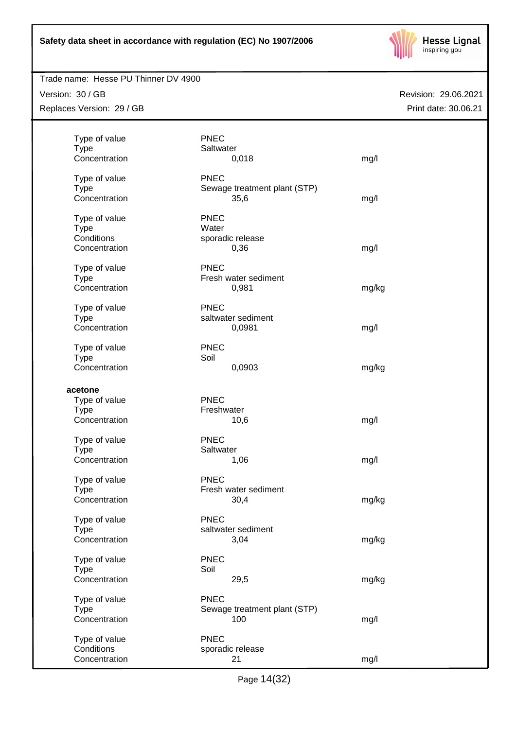| | | |
|---|---|---|
| Type of value | PNEC | |
| Type | Saltwater | |
| Concentration | 0,018 | mg/l |
| | | |
| Type of value | PNEC | |
| Type | Sewage treatment plant (STP) | |
| Concentration | 35,6 | mg/l |
| | | |
| Type of value | PNEC | |
| Type | Water | |
| Conditions | sporadic release | |
| Concentration | 0,36 | mg/l |
| | | |
| Type of value | PNEC | |
| Type | Fresh water sediment | |
| Concentration | 0,981 | mg/kg |
| | | |
| Type of value | PNEC | |
| Type | saltwater sediment | |
| Concentration | 0,0981 | mg/l |
| | | |
| Type of value | PNEC | |
| Type | Soil | |
| Concentration | 0,0903 | mg/kg |

**acetone**

| | | |
|---|---|---|
| Type of value | PNEC | |
| Type | Freshwater | |
| Concentration | 10,6 | mg/l |
| | | |
| Type of value | PNEC | |
| Type | Saltwater | |
| Concentration | 1,06 | mg/l |
| | | |
| Type of value | PNEC | |
| Type | Fresh water sediment | |
| Concentration | 30,4 | mg/kg |
| | | |
| Type of value | PNEC | |
| Type | saltwater sediment | |
| Concentration | 3,04 | mg/kg |
| | | |
| Type of value | PNEC | |
| Type | Soil | |
| Concentration | 29,5 | mg/kg |
| | | |
| Type of value | PNEC | |
| Type | Sewage treatment plant (STP) | |
| Concentration | 100 | mg/l |
| | | |
| Type of value | PNEC | |
| Conditions | sporadic release | |
| Concentration | 21 | mg/l |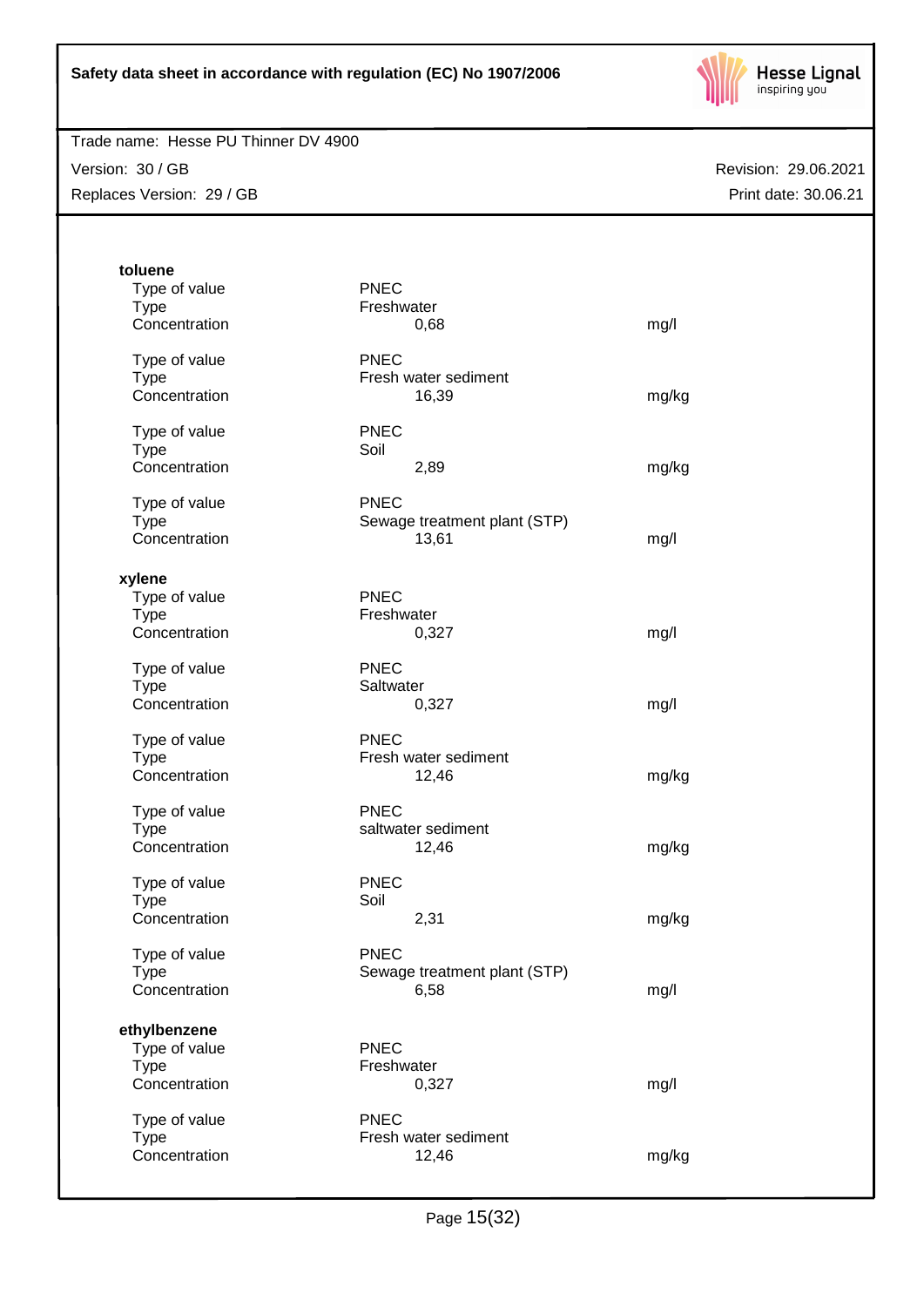**toluene**

| | | |
|---|---|---|
| Type of value | PNEC | |
| Type | Freshwater | |
| Concentration | 0,68 | mg/l |
| | | |
| Type of value | PNEC | |
| Type | Fresh water sediment | |
| Concentration | 16,39 | mg/kg |
| | | |
| Type of value | PNEC | |
| Type | Soil | |
| Concentration | 2,89 | mg/kg |
| | | |
| Type of value | PNEC | |
| Type | Sewage treatment plant (STP) | |
| Concentration | 13,61 | mg/l |

**xylene**

| | | |
|---|---|---|
| Type of value | PNEC | |
| Type | Freshwater | |
| Concentration | 0,327 | mg/l |
| | | |
| Type of value | PNEC | |
| Type | Saltwater | |
| Concentration | 0,327 | mg/l |
| | | |
| Type of value | PNEC | |
| Type | Fresh water sediment | |
| Concentration | 12,46 | mg/kg |
| | | |
| Type of value | PNEC | |
| Type | saltwater sediment | |
| Concentration | 12,46 | mg/kg |
| | | |
| Type of value | PNEC | |
| Type | Soil | |
| Concentration | 2,31 | mg/kg |
| | | |
| Type of value | PNEC | |
| Type | Sewage treatment plant (STP) | |
| Concentration | 6,58 | mg/l |

**ethylbenzene**

| | | |
|---|---|---|
| Type of value | PNEC | |
| Type | Freshwater | |
| Concentration | 0,327 | mg/l |
| | | |
| Type of value | PNEC | |
| Type | Fresh water sediment | |
| Concentration | 12,46 | mg/kg |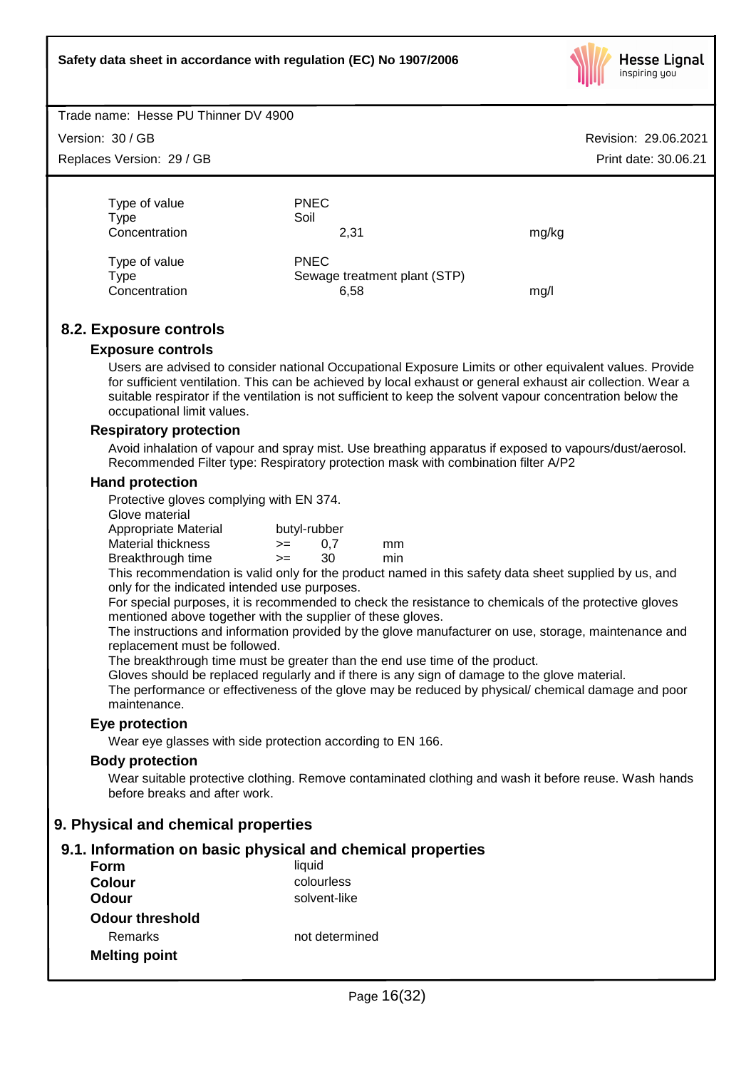| | | |
|---|---|---|
| Type of value | PNEC | |
| Type | Soil | |
| Concentration | 2,31 | mg/kg |

| | | |
|---|---|---|
| Type of value | PNEC | |
| Type | Sewage treatment plant (STP) | |
| Concentration | 6,58 | mg/l |

## 8.2. Exposure controls

### Exposure controls

Users are advised to consider national Occupational Exposure Limits or other equivalent values. Provide for sufficient ventilation. This can be achieved by local exhaust or general exhaust air collection. Wear a suitable respirator if the ventilation is not sufficient to keep the solvent vapour concentration below the occupational limit values.

### Respiratory protection

Avoid inhalation of vapour and spray mist. Use breathing apparatus if exposed to vapours/dust/aerosol. Recommended Filter type: Respiratory protection mask with combination filter A/P2

### Hand protection

Protective gloves complying with EN 374.

Glove material

| | | | |
|---|---|---|---|
| Appropriate Material | butyl-rubber | | |
| Material thickness | >= | 0,7 | mm |
| Breakthrough time | >= | 30 | min |

This recommendation is valid only for the product named in this safety data sheet supplied by us, and only for the indicated intended use purposes.

For special purposes, it is recommended to check the resistance to chemicals of the protective gloves mentioned above together with the supplier of these gloves.

The instructions and information provided by the glove manufacturer on use, storage, maintenance and replacement must be followed.

The breakthrough time must be greater than the end use time of the product.

Gloves should be replaced regularly and if there is any sign of damage to the glove material.

The performance or effectiveness of the glove may be reduced by physical/ chemical damage and poor maintenance.

### Eye protection

Wear eye glasses with side protection according to EN 166.

### Body protection

Wear suitable protective clothing. Remove contaminated clothing and wash it before reuse. Wash hands before breaks and after work.

# 9. Physical and chemical properties

## 9.1. Information on basic physical and chemical properties

**Form** liquid

**Colour** colourless

**Odour** solvent-like

**Odour threshold**

Remarks not determined

**Melting point**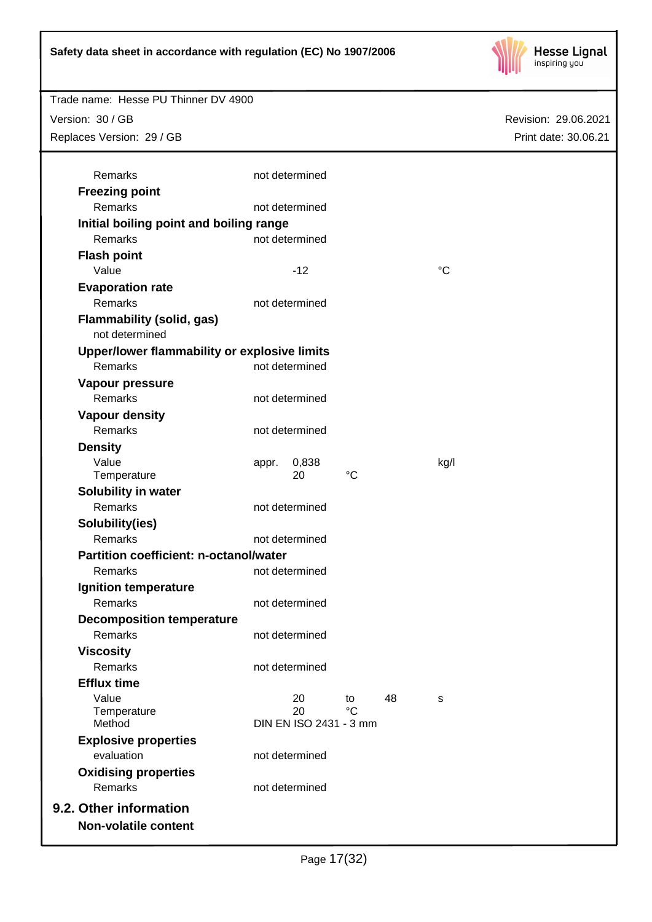| | | | | |
|---|---|---|---|---|
| Remarks | not determined | | | |

**Freezing point**

| | | | | |
|---|---|---|---|---|
| Remarks | not determined | | | |

**Initial boiling point and boiling range**

| | | | | |
|---|---|---|---|---|
| Remarks | not determined | | | |

**Flash point**

| | | | | |
|---|---|---|---|---|
| Value | -12 | | | °C |

**Evaporation rate**

| | | | | |
|---|---|---|---|---|
| Remarks | not determined | | | |

**Flammability (solid, gas)**

not determined

**Upper/lower flammability or explosive limits**

| | | | | |
|---|---|---|---|---|
| Remarks | not determined | | | |

**Vapour pressure**

| | | | | |
|---|---|---|---|---|
| Remarks | not determined | | | |

**Vapour density**

| | | | | |
|---|---|---|---|---|
| Remarks | not determined | | | |

**Density**

| | | | | |
|---|---|---|---|---|
| Value | appr. 0,838 | | | kg/l |
| Temperature | 20 | °C | | |

**Solubility in water**

| | | | | |
|---|---|---|---|---|
| Remarks | not determined | | | |

**Solubility(ies)**

| | | | | |
|---|---|---|---|---|
| Remarks | not determined | | | |

**Partition coefficient: n-octanol/water**

| | | | | |
|---|---|---|---|---|
| Remarks | not determined | | | |

**Ignition temperature**

| | | | | |
|---|---|---|---|---|
| Remarks | not determined | | | |

**Decomposition temperature**

| | | | | |
|---|---|---|---|---|
| Remarks | not determined | | | |

**Viscosity**

| | | | | |
|---|---|---|---|---|
| Remarks | not determined | | | |

**Efflux time**

| | | | | |
|---|---|---|---|---|
| Value | 20 | to | 48 | s |
| Temperature | 20 | °C | | |
| Method | DIN EN ISO 2431 - 3 mm | | | |

**Explosive properties**

| | | | | |
|---|---|---|---|---|
| evaluation | not determined | | | |

**Oxidising properties**

| | | | | |
|---|---|---|---|---|
| Remarks | not determined | | | |

## 9.2. Other information

**Non-volatile content**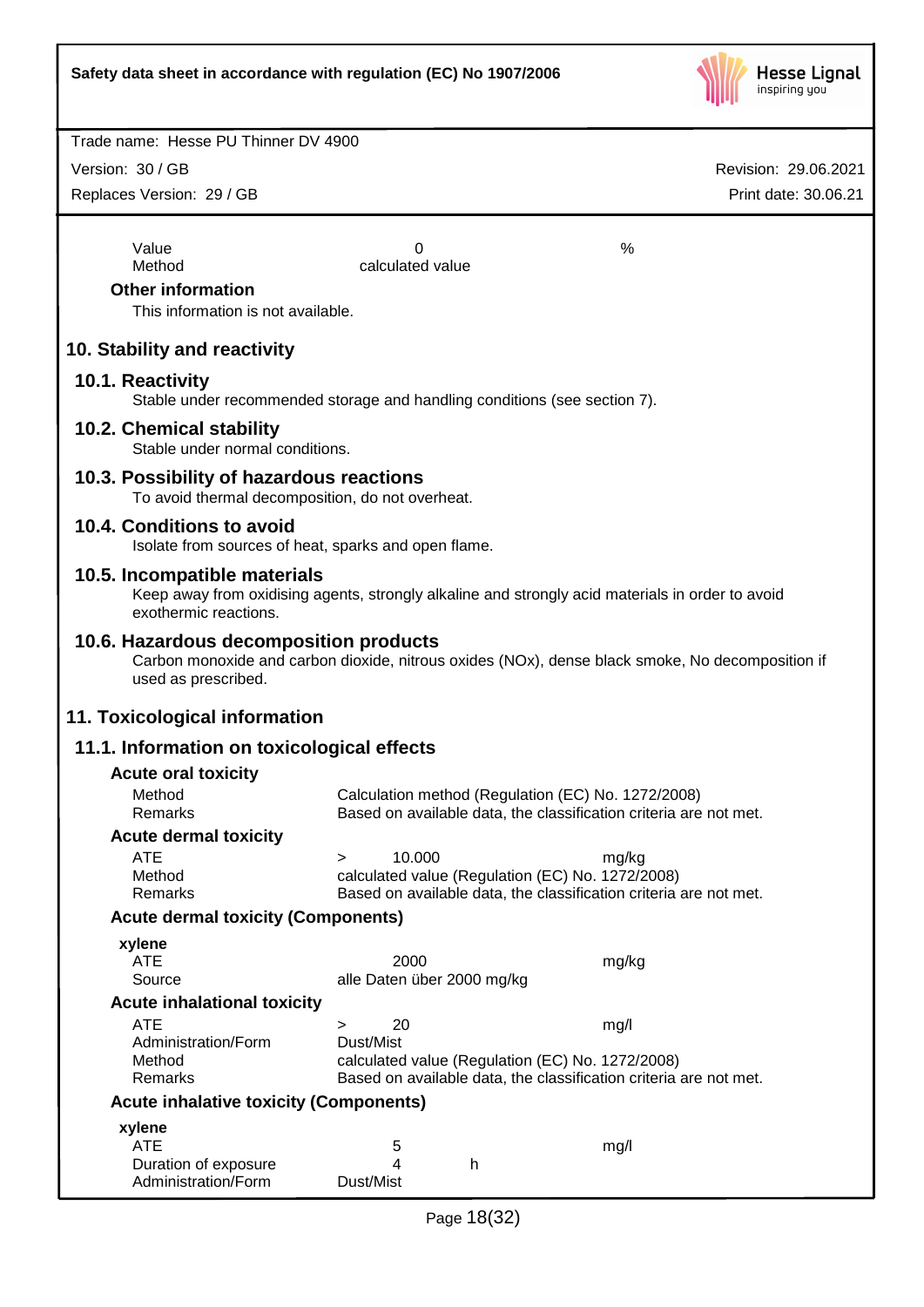| | | |
|---|---|---|
| Value | 0 | % |
| Method | calculated value | |

**Other information**

This information is not available.

## 10. Stability and reactivity

### 10.1. Reactivity

Stable under recommended storage and handling conditions (see section 7).

### 10.2. Chemical stability

Stable under normal conditions.

### 10.3. Possibility of hazardous reactions

To avoid thermal decomposition, do not overheat.

### 10.4. Conditions to avoid

Isolate from sources of heat, sparks and open flame.

### 10.5. Incompatible materials

Keep away from oxidising agents, strongly alkaline and strongly acid materials in order to avoid exothermic reactions.

### 10.6. Hazardous decomposition products

Carbon monoxide and carbon dioxide, nitrous oxides (NOx), dense black smoke, No decomposition if used as prescribed.

## 11. Toxicological information

### 11.1. Information on toxicological effects

**Acute oral toxicity**

| | |
|---|---|
| Method | Calculation method (Regulation (EC) No. 1272/2008) |
| Remarks | Based on available data, the classification criteria are not met. |

**Acute dermal toxicity**

| | | |
|---|---|---|
| ATE | > 10.000 | mg/kg |
| Method | calculated value (Regulation (EC) No. 1272/2008) | |
| Remarks | Based on available data, the classification criteria are not met. | |

**Acute dermal toxicity (Components)**

**xylene**

| | | |
|---|---|---|
| ATE | 2000 | mg/kg |
| Source | alle Daten über 2000 mg/kg | |

**Acute inhalational toxicity**

| | | |
|---|---|---|
| ATE | > 20 | mg/l |
| Administration/Form | Dust/Mist | |
| Method | calculated value (Regulation (EC) No. 1272/2008) | |
| Remarks | Based on available data, the classification criteria are not met. | |

**Acute inhalative toxicity (Components)**

**xylene**

| | | |
|---|---|---|
| ATE | 5 | mg/l |
| Duration of exposure | 4 h | |
| Administration/Form | Dust/Mist | |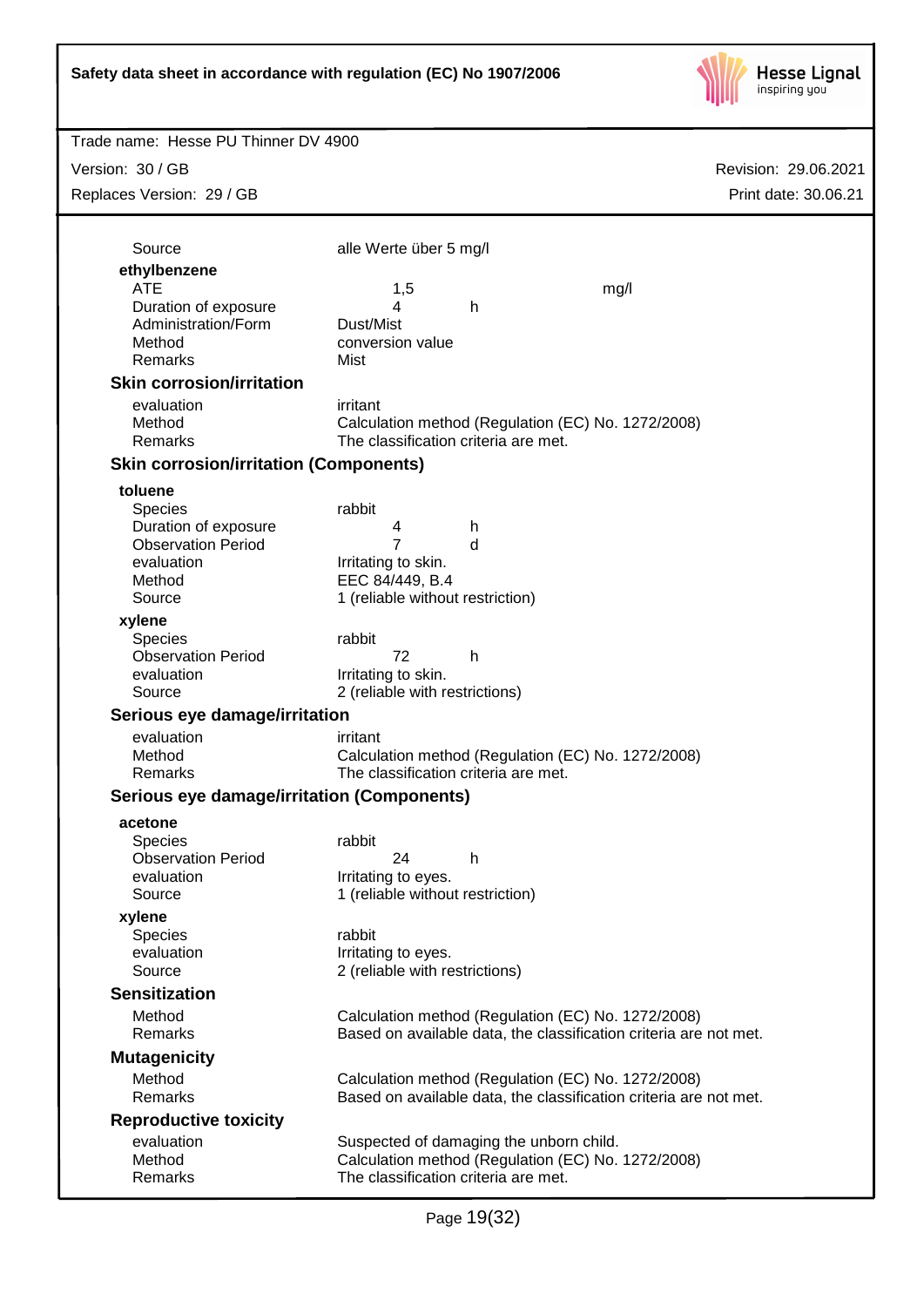| | | | |
|---|---|---|---|
| Source | alle Werte über 5 mg/l | | |

**ethylbenzene**

| | | | |
|---|---|---|---|
| ATE | 1,5 | | mg/l |
| Duration of exposure | 4 | h | |
| Administration/Form | Dust/Mist | | |
| Method | conversion value | | |
| Remarks | Mist | | |

### Skin corrosion/irritation

| | |
|---|---|
| evaluation | irritant |
| Method | Calculation method (Regulation (EC) No. 1272/2008) |
| Remarks | The classification criteria are met. |

### Skin corrosion/irritation (Components)

**toluene**

| | | |
|---|---|---|
| Species | rabbit | |
| Duration of exposure | 4 | h |
| Observation Period | 7 | d |
| evaluation | Irritating to skin. | |
| Method | EEC 84/449, B.4 | |
| Source | 1 (reliable without restriction) | |

**xylene**

| | | |
|---|---|---|
| Species | rabbit | |
| Observation Period | 72 | h |
| evaluation | Irritating to skin. | |
| Source | 2 (reliable with restrictions) | |

### Serious eye damage/irritation

| | |
|---|---|
| evaluation | irritant |
| Method | Calculation method (Regulation (EC) No. 1272/2008) |
| Remarks | The classification criteria are met. |

### Serious eye damage/irritation (Components)

**acetone**

| | | |
|---|---|---|
| Species | rabbit | |
| Observation Period | 24 | h |
| evaluation | Irritating to eyes. | |
| Source | 1 (reliable without restriction) | |

**xylene**

| | |
|---|---|
| Species | rabbit |
| evaluation | Irritating to eyes. |
| Source | 2 (reliable with restrictions) |

### Sensitization

| | |
|---|---|
| Method | Calculation method (Regulation (EC) No. 1272/2008) |
| Remarks | Based on available data, the classification criteria are not met. |

### Mutagenicity

| | |
|---|---|
| Method | Calculation method (Regulation (EC) No. 1272/2008) |
| Remarks | Based on available data, the classification criteria are not met. |

### Reproductive toxicity

| | |
|---|---|
| evaluation | Suspected of damaging the unborn child. |
| Method | Calculation method (Regulation (EC) No. 1272/2008) |
| Remarks | The classification criteria are met. |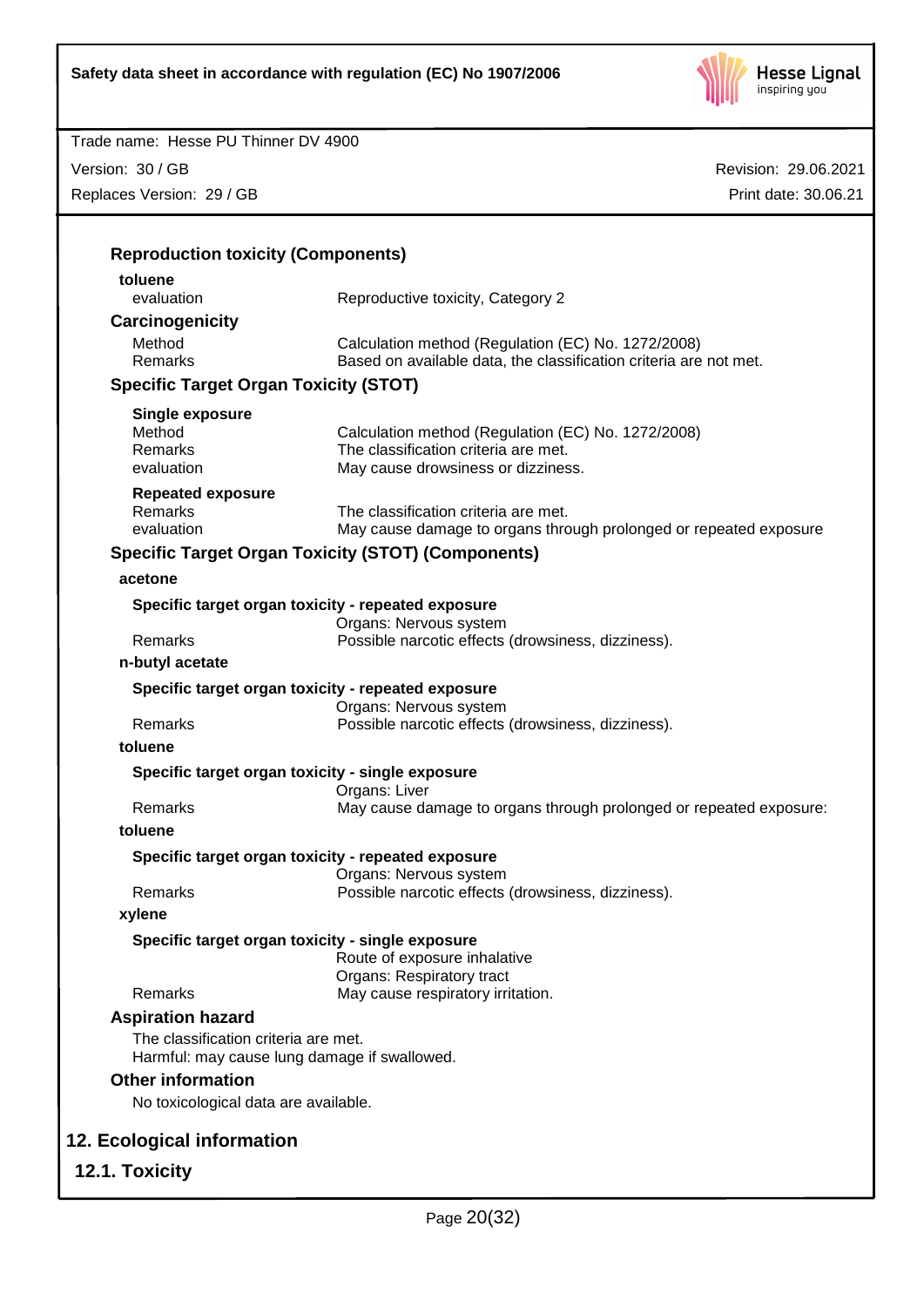### Reproduction toxicity (Components)

**toluene**

| | |
|---|---|
| evaluation | Reproductive toxicity, Category 2 |

### Carcinogenicity

| | |
|---|---|
| Method | Calculation method (Regulation (EC) No. 1272/2008) |
| Remarks | Based on available data, the classification criteria are not met. |

### Specific Target Organ Toxicity (STOT)

**Single exposure**

| | |
|---|---|
| Method | Calculation method (Regulation (EC) No. 1272/2008) |
| Remarks | The classification criteria are met. |
| evaluation | May cause drowsiness or dizziness. |

**Repeated exposure**

| | |
|---|---|
| Remarks | The classification criteria are met. |
| evaluation | May cause damage to organs through prolonged or repeated exposure |

### Specific Target Organ Toxicity (STOT) (Components)

**acetone**

**Specific target organ toxicity - repeated exposure**

| | |
|---|---|
| | Organs: Nervous system |
| Remarks | Possible narcotic effects (drowsiness, dizziness). |

**n-butyl acetate**

**Specific target organ toxicity - repeated exposure**

| | |
|---|---|
| | Organs: Nervous system |
| Remarks | Possible narcotic effects (drowsiness, dizziness). |

**toluene**

**Specific target organ toxicity - single exposure**

| | |
|---|---|
| | Organs: Liver |
| Remarks | May cause damage to organs through prolonged or repeated exposure: |

**toluene**

**Specific target organ toxicity - repeated exposure**

| | |
|---|---|
| | Organs: Nervous system |
| Remarks | Possible narcotic effects (drowsiness, dizziness). |

**xylene**

**Specific target organ toxicity - single exposure**

| | |
|---|---|
| | Route of exposure inhalative |
| | Organs: Respiratory tract |
| Remarks | May cause respiratory irritation. |

### Aspiration hazard

The classification criteria are met.
Harmful: may cause lung damage if swallowed.

### Other information

No toxicological data are available.

## 12. Ecological information

## 12.1. Toxicity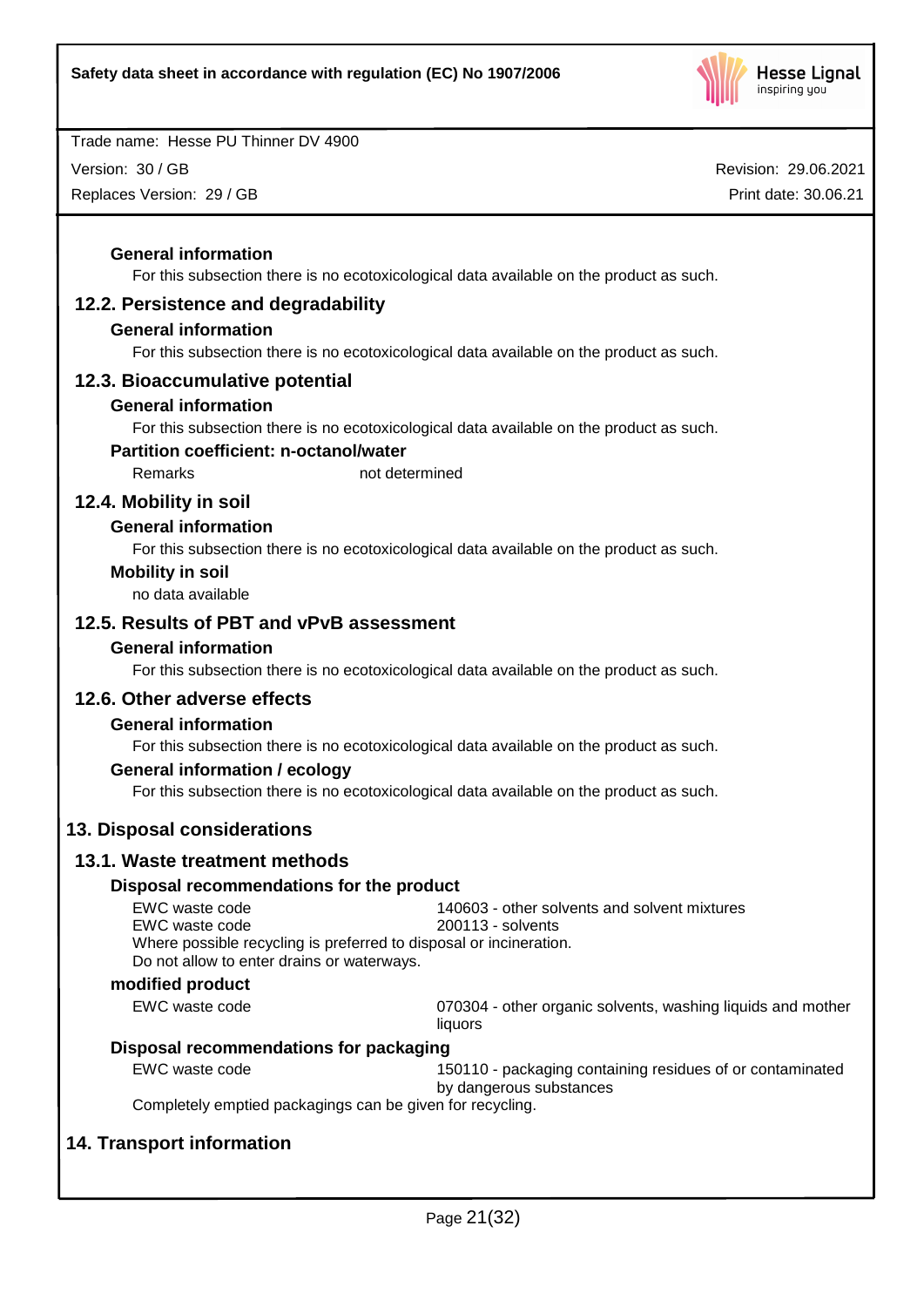#### General information

For this subsection there is no ecotoxicological data available on the product as such.

### 12.2. Persistence and degradability

#### General information

For this subsection there is no ecotoxicological data available on the product as such.

### 12.3. Bioaccumulative potential

#### General information

For this subsection there is no ecotoxicological data available on the product as such.

#### Partition coefficient: n-octanol/water

| Remarks | not determined |
|---|---|

### 12.4. Mobility in soil

#### General information

For this subsection there is no ecotoxicological data available on the product as such.

#### Mobility in soil

no data available

### 12.5. Results of PBT and vPvB assessment

#### General information

For this subsection there is no ecotoxicological data available on the product as such.

### 12.6. Other adverse effects

#### General information

For this subsection there is no ecotoxicological data available on the product as such.

#### General information / ecology

For this subsection there is no ecotoxicological data available on the product as such.

## 13. Disposal considerations

### 13.1. Waste treatment methods

#### Disposal recommendations for the product

| EWC waste code | 140603 - other solvents and solvent mixtures |
|---|---|
| EWC waste code | 200113 - solvents |

Where possible recycling is preferred to disposal or incineration.
Do not allow to enter drains or waterways.

#### modified product

| EWC waste code | 070304 - other organic solvents, washing liquids and mother liquors |
|---|---|

#### Disposal recommendations for packaging

| EWC waste code | 150110 - packaging containing residues of or contaminated by dangerous substances |
|---|---|

Completely emptied packagings can be given for recycling.

## 14. Transport information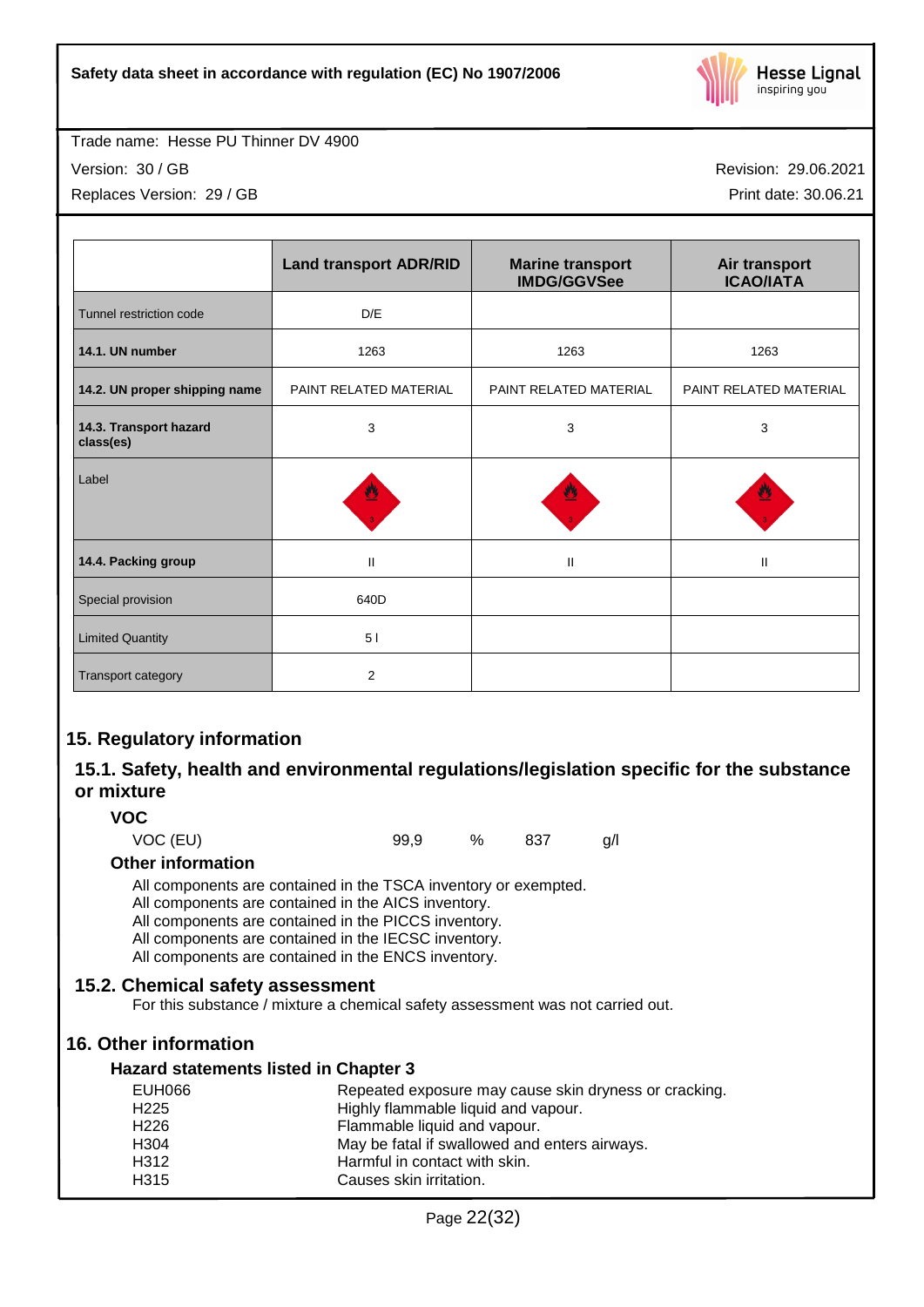Trade name: Hesse PU Thinner DV 4900

Version: 30 / GB

Replaces Version: 29 / GB

Revision: 29.06.2021

Print date: 30.06.21

| | Land transport ADR/RID | Marine transport IMDG/GGVSee | Air transport ICAO/IATA |
|---|---|---|---|
| Tunnel restriction code | D/E | | |
| **14.1. UN number** | 1263 | 1263 | 1263 |
| **14.2. UN proper shipping name** | PAINT RELATED MATERIAL | PAINT RELATED MATERIAL | PAINT RELATED MATERIAL |
| **14.3. Transport hazard class(es)** | 3 | 3 | 3 |
| Label | | | |
| **14.4. Packing group** | II | II | II |
| Special provision | 640D | | |
| Limited Quantity | 5 l | | |
| Transport category | 2 | | |

## 15. Regulatory information

### 15.1. Safety, health and environmental regulations/legislation specific for the substance or mixture

**VOC**

VOC (EU) 99,9 % 837 g/l

**Other information**

All components are contained in the TSCA inventory or exempted.
All components are contained in the AICS inventory.
All components are contained in the PICCS inventory.
All components are contained in the IECSC inventory.
All components are contained in the ENCS inventory.

### 15.2. Chemical safety assessment

For this substance / mixture a chemical safety assessment was not carried out.

## 16. Other information

**Hazard statements listed in Chapter 3**

| | |
|---|---|
| EUH066 | Repeated exposure may cause skin dryness or cracking. |
| H225 | Highly flammable liquid and vapour. |
| H226 | Flammable liquid and vapour. |
| H304 | May be fatal if swallowed and enters airways. |
| H312 | Harmful in contact with skin. |
| H315 | Causes skin irritation. |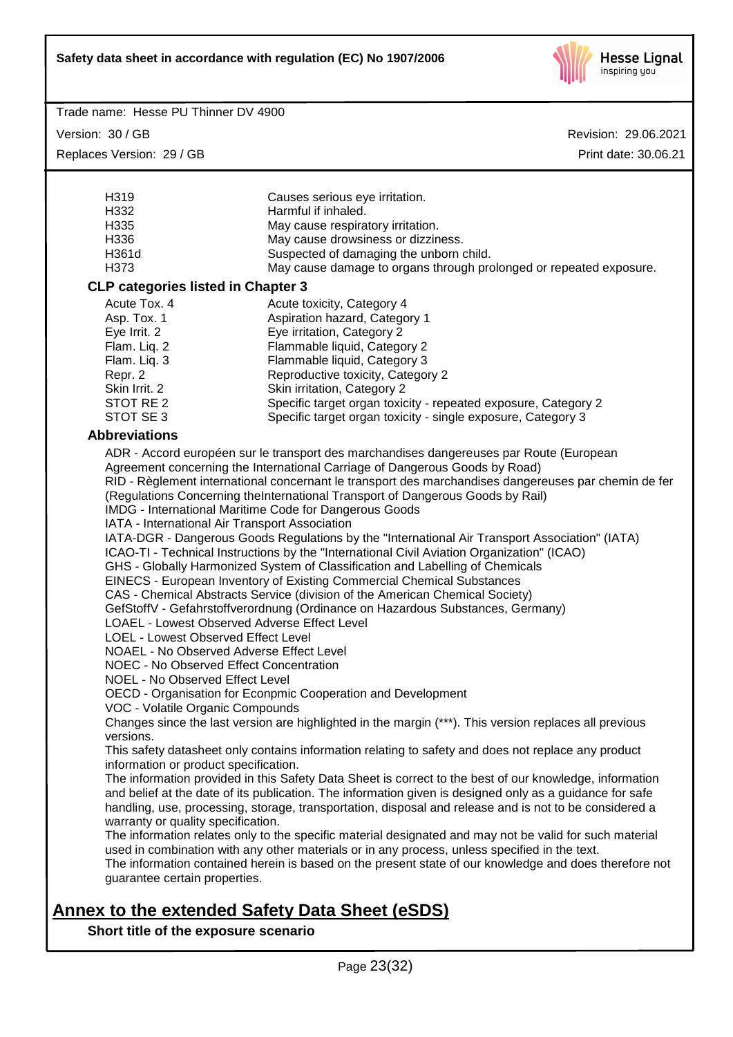| | |
|---|---|
| H319 | Causes serious eye irritation. |
| H332 | Harmful if inhaled. |
| H335 | May cause respiratory irritation. |
| H336 | May cause drowsiness or dizziness. |
| H361d | Suspected of damaging the unborn child. |
| H373 | May cause damage to organs through prolonged or repeated exposure. |

**CLP categories listed in Chapter 3**

| | |
|---|---|
| Acute Tox. 4 | Acute toxicity, Category 4 |
| Asp. Tox. 1 | Aspiration hazard, Category 1 |
| Eye Irrit. 2 | Eye irritation, Category 2 |
| Flam. Liq. 2 | Flammable liquid, Category 2 |
| Flam. Liq. 3 | Flammable liquid, Category 3 |
| Repr. 2 | Reproductive toxicity, Category 2 |
| Skin Irrit. 2 | Skin irritation, Category 2 |
| STOT RE 2 | Specific target organ toxicity - repeated exposure, Category 2 |
| STOT SE 3 | Specific target organ toxicity - single exposure, Category 3 |

**Abbreviations**

ADR - Accord européen sur le transport des marchandises dangereuses par Route (European Agreement concerning the International Carriage of Dangerous Goods by Road)
RID - Règlement international concernant le transport des marchandises dangereuses par chemin de fer (Regulations Concerning theInternational Transport of Dangerous Goods by Rail)
IMDG - International Maritime Code for Dangerous Goods
IATA - International Air Transport Association
IATA-DGR - Dangerous Goods Regulations by the "International Air Transport Association" (IATA)
ICAO-TI - Technical Instructions by the "International Civil Aviation Organization" (ICAO)
GHS - Globally Harmonized System of Classification and Labelling of Chemicals
EINECS - European Inventory of Existing Commercial Chemical Substances
CAS - Chemical Abstracts Service (division of the American Chemical Society)
GefStoffV - Gefahrstoffverordnung (Ordinance on Hazardous Substances, Germany)
LOAEL - Lowest Observed Adverse Effect Level
LOEL - Lowest Observed Effect Level
NOAEL - No Observed Adverse Effect Level
NOEC - No Observed Effect Concentration
NOEL - No Observed Effect Level
OECD - Organisation for Econpmic Cooperation and Development
VOC - Volatile Organic Compounds

Changes since the last version are highlighted in the margin (***). This version replaces all previous versions.

This safety datasheet only contains information relating to safety and does not replace any product information or product specification.

The information provided in this Safety Data Sheet is correct to the best of our knowledge, information and belief at the date of its publication. The information given is designed only as a guidance for safe handling, use, processing, storage, transportation, disposal and release and is not to be considered a warranty or quality specification.

The information relates only to the specific material designated and may not be valid for such material used in combination with any other materials or in any process, unless specified in the text.

The information contained herein is based on the present state of our knowledge and does therefore not guarantee certain properties.

## Annex to the extended Safety Data Sheet (eSDS)

**Short title of the exposure scenario**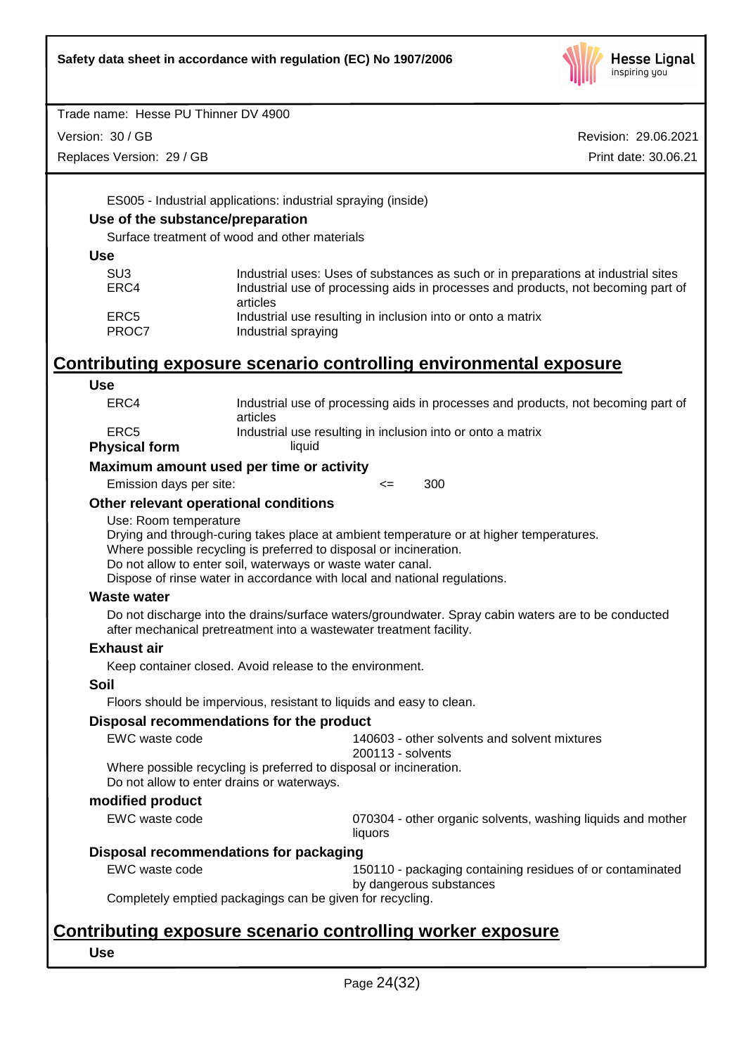ES005 - Industrial applications: industrial spraying (inside)

### Use of the substance/preparation

Surface treatment of wood and other materials

### Use

| | |
|---|---|
| SU3 | Industrial uses: Uses of substances as such or in preparations at industrial sites |
| ERC4 | Industrial use of processing aids in processes and products, not becoming part of articles |
| ERC5 | Industrial use resulting in inclusion into or onto a matrix |
| PROC7 | Industrial spraying |

## Contributing exposure scenario controlling environmental exposure

### Use

| | |
|---|---|
| ERC4 | Industrial use of processing aids in processes and products, not becoming part of articles |
| ERC5 | Industrial use resulting in inclusion into or onto a matrix |

**Physical form** liquid

### Maximum amount used per time or activity

Emission days per site: <= 300

### Other relevant operational conditions

Use: Room temperature
Drying and through-curing takes place at ambient temperature or at higher temperatures.
Where possible recycling is preferred to disposal or incineration.
Do not allow to enter soil, waterways or waste water canal.
Dispose of rinse water in accordance with local and national regulations.

### Waste water

Do not discharge into the drains/surface waters/groundwater. Spray cabin waters are to be conducted after mechanical pretreatment into a wastewater treatment facility.

### Exhaust air

Keep container closed. Avoid release to the environment.

### Soil

Floors should be impervious, resistant to liquids and easy to clean.

### Disposal recommendations for the product

EWC waste code 140603 - other solvents and solvent mixtures
200113 - solvents

Where possible recycling is preferred to disposal or incineration.
Do not allow to enter drains or waterways.

### modified product

EWC waste code 070304 - other organic solvents, washing liquids and mother liquors

### Disposal recommendations for packaging

EWC waste code 150110 - packaging containing residues of or contaminated by dangerous substances

Completely emptied packagings can be given for recycling.

## Contributing exposure scenario controlling worker exposure

### Use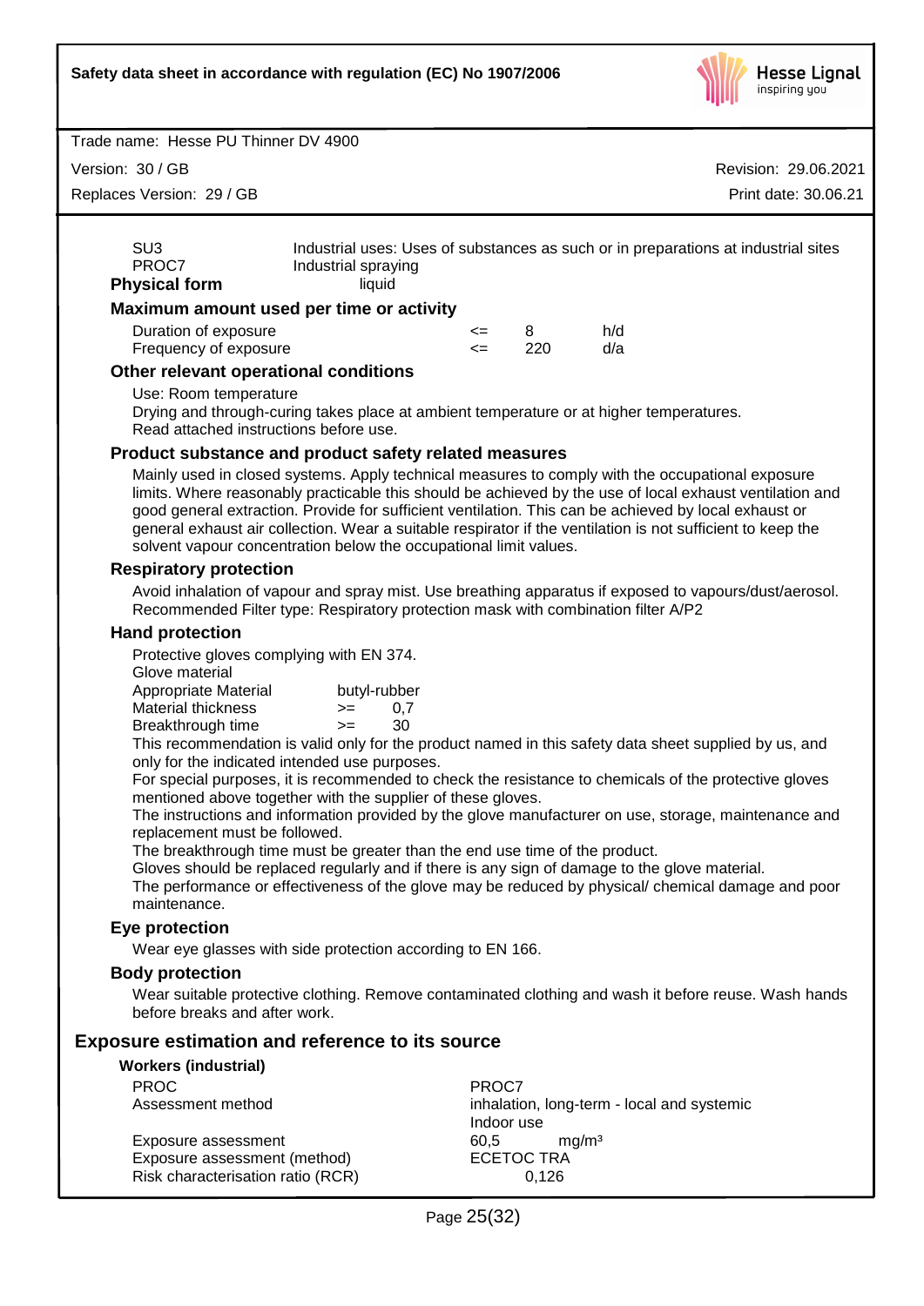| | |
|---|---|
| SU3 | Industrial uses: Uses of substances as such or in preparations at industrial sites |
| PROC7 | Industrial spraying |

**Physical form** liquid

**Maximum amount used per time or activity**

| | | | |
|---|---|---|---|
| Duration of exposure | <= | 8 | h/d |
| Frequency of exposure | <= | 220 | d/a |

**Other relevant operational conditions**

Use: Room temperature
Drying and through-curing takes place at ambient temperature or at higher temperatures.
Read attached instructions before use.

**Product substance and product safety related measures**

Mainly used in closed systems. Apply technical measures to comply with the occupational exposure limits. Where reasonably practicable this should be achieved by the use of local exhaust ventilation and good general extraction. Provide for sufficient ventilation. This can be achieved by local exhaust or general exhaust air collection. Wear a suitable respirator if the ventilation is not sufficient to keep the solvent vapour concentration below the occupational limit values.

**Respiratory protection**

Avoid inhalation of vapour and spray mist. Use breathing apparatus if exposed to vapours/dust/aerosol.
Recommended Filter type: Respiratory protection mask with combination filter A/P2

**Hand protection**

Protective gloves complying with EN 374.
Glove material

| | | |
|---|---|---|
| Appropriate Material | | butyl-rubber |
| Material thickness | >= | 0,7 |
| Breakthrough time | >= | 30 |

This recommendation is valid only for the product named in this safety data sheet supplied by us, and only for the indicated intended use purposes.
For special purposes, it is recommended to check the resistance to chemicals of the protective gloves mentioned above together with the supplier of these gloves.
The instructions and information provided by the glove manufacturer on use, storage, maintenance and replacement must be followed.
The breakthrough time must be greater than the end use time of the product.
Gloves should be replaced regularly and if there is any sign of damage to the glove material.
The performance or effectiveness of the glove may be reduced by physical/ chemical damage and poor maintenance.

**Eye protection**

Wear eye glasses with side protection according to EN 166.

**Body protection**

Wear suitable protective clothing. Remove contaminated clothing and wash it before reuse. Wash hands before breaks and after work.

## Exposure estimation and reference to its source

**Workers (industrial)**

| | |
|---|---|
| PROC | PROC7 |
| Assessment method | inhalation, long-term - local and systemic<br>Indoor use |
| Exposure assessment | 60,5 mg/m³ |
| Exposure assessment (method) | ECETOC TRA |
| Risk characterisation ratio (RCR) | 0,126 |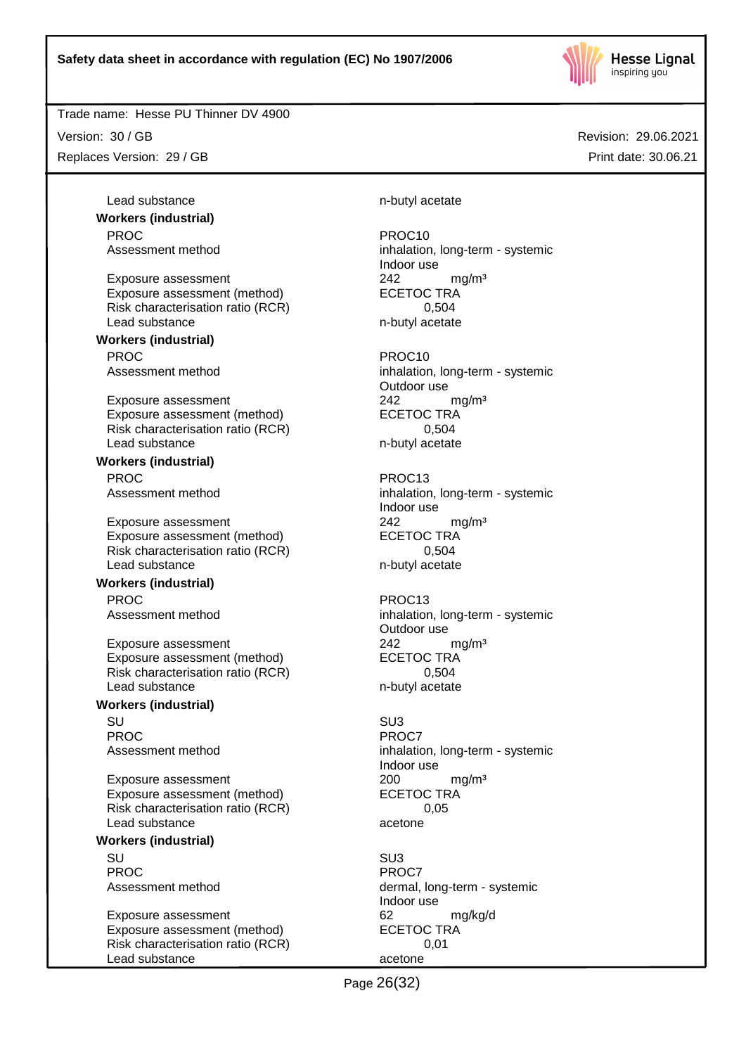Trade name: Hesse PU Thinner DV 4900

Version: 30 / GB Revision: 29.06.2021

Replaces Version: 29 / GB Print date: 30.06.21

| | |
|---|---|
| Lead substance | n-butyl acetate |

**Workers (industrial)**

| | |
|---|---|
| PROC | PROC10 |
| Assessment method | inhalation, long-term - systemic<br>Indoor use |
| Exposure assessment | 242 mg/m³ |
| Exposure assessment (method) | ECETOC TRA |
| Risk characterisation ratio (RCR) | 0,504 |
| Lead substance | n-butyl acetate |

**Workers (industrial)**

| | |
|---|---|
| PROC | PROC10 |
| Assessment method | inhalation, long-term - systemic<br>Outdoor use |
| Exposure assessment | 242 mg/m³ |
| Exposure assessment (method) | ECETOC TRA |
| Risk characterisation ratio (RCR) | 0,504 |
| Lead substance | n-butyl acetate |

**Workers (industrial)**

| | |
|---|---|
| PROC | PROC13 |
| Assessment method | inhalation, long-term - systemic<br>Indoor use |
| Exposure assessment | 242 mg/m³ |
| Exposure assessment (method) | ECETOC TRA |
| Risk characterisation ratio (RCR) | 0,504 |
| Lead substance | n-butyl acetate |

**Workers (industrial)**

| | |
|---|---|
| PROC | PROC13 |
| Assessment method | inhalation, long-term - systemic<br>Outdoor use |
| Exposure assessment | 242 mg/m³ |
| Exposure assessment (method) | ECETOC TRA |
| Risk characterisation ratio (RCR) | 0,504 |
| Lead substance | n-butyl acetate |

**Workers (industrial)**

| | |
|---|---|
| SU | SU3 |
| PROC | PROC7 |
| Assessment method | inhalation, long-term - systemic<br>Indoor use |
| Exposure assessment | 200 mg/m³ |
| Exposure assessment (method) | ECETOC TRA |
| Risk characterisation ratio (RCR) | 0,05 |
| Lead substance | acetone |

**Workers (industrial)**

| | |
|---|---|
| SU | SU3 |
| PROC | PROC7 |
| Assessment method | dermal, long-term - systemic<br>Indoor use |
| Exposure assessment | 62 mg/kg/d |
| Exposure assessment (method) | ECETOC TRA |
| Risk characterisation ratio (RCR) | 0,01 |
| Lead substance | acetone |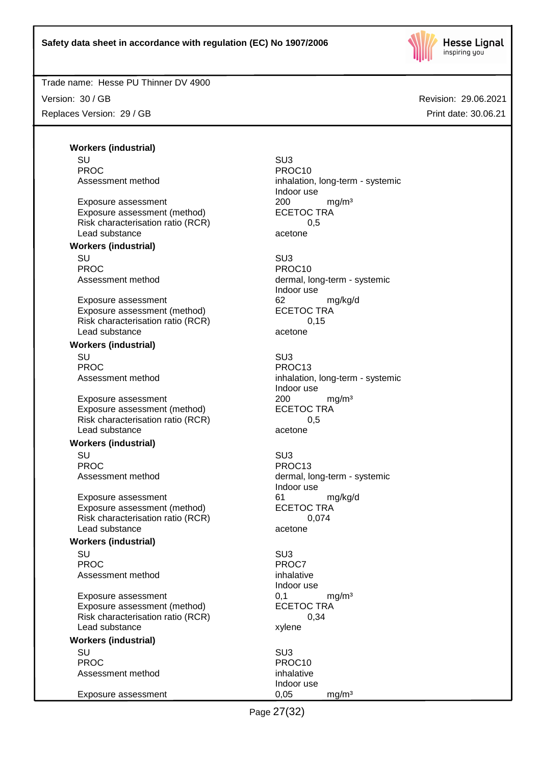**Workers (industrial)**

| | |
|---|---|
| SU | SU3 |
| PROC | PROC10 |
| Assessment method | inhalation, long-term - systemic<br>Indoor use |
| Exposure assessment | 200 mg/m³ |
| Exposure assessment (method) | ECETOC TRA |
| Risk characterisation ratio (RCR) | 0,5 |
| Lead substance | acetone |

**Workers (industrial)**

| | |
|---|---|
| SU | SU3 |
| PROC | PROC10 |
| Assessment method | dermal, long-term - systemic<br>Indoor use |
| Exposure assessment | 62 mg/kg/d |
| Exposure assessment (method) | ECETOC TRA |
| Risk characterisation ratio (RCR) | 0,15 |
| Lead substance | acetone |

**Workers (industrial)**

| | |
|---|---|
| SU | SU3 |
| PROC | PROC13 |
| Assessment method | inhalation, long-term - systemic<br>Indoor use |
| Exposure assessment | 200 mg/m³ |
| Exposure assessment (method) | ECETOC TRA |
| Risk characterisation ratio (RCR) | 0,5 |
| Lead substance | acetone |

**Workers (industrial)**

| | |
|---|---|
| SU | SU3 |
| PROC | PROC13 |
| Assessment method | dermal, long-term - systemic<br>Indoor use |
| Exposure assessment | 61 mg/kg/d |
| Exposure assessment (method) | ECETOC TRA |
| Risk characterisation ratio (RCR) | 0,074 |
| Lead substance | acetone |

**Workers (industrial)**

| | |
|---|---|
| SU | SU3 |
| PROC | PROC7 |
| Assessment method | inhalative<br>Indoor use |
| Exposure assessment | 0,1 mg/m³ |
| Exposure assessment (method) | ECETOC TRA |
| Risk characterisation ratio (RCR) | 0,34 |
| Lead substance | xylene |

**Workers (industrial)**

| | |
|---|---|
| SU | SU3 |
| PROC | PROC10 |
| Assessment method | inhalative<br>Indoor use |
| Exposure assessment | 0,05 mg/m³ |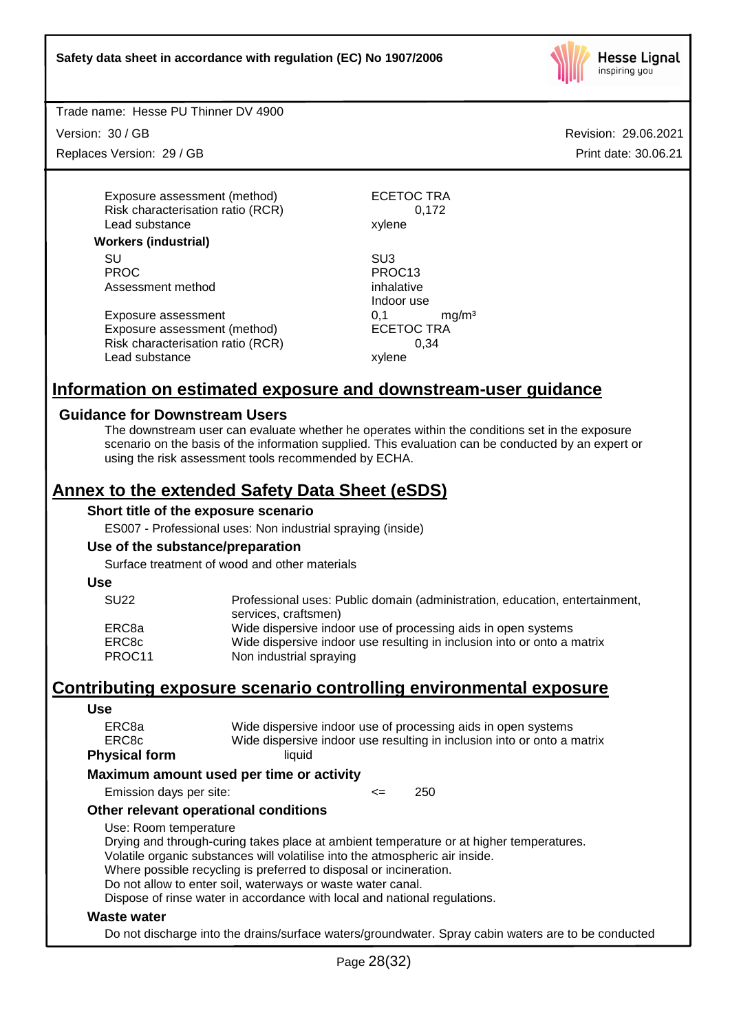| | |
|---|---|
| Exposure assessment (method) | ECETOC TRA |
| Risk characterisation ratio (RCR) | 0,172 |
| Lead substance | xylene |

**Workers (industrial)**

| | |
|---|---|
| SU | SU3 |
| PROC | PROC13 |
| Assessment method | inhalative<br>Indoor use |
| Exposure assessment | 0,1 mg/m³ |
| Exposure assessment (method) | ECETOC TRA |
| Risk characterisation ratio (RCR) | 0,34 |
| Lead substance | xylene |

## Information on estimated exposure and downstream-user guidance

### Guidance for Downstream Users

The downstream user can evaluate whether he operates within the conditions set in the exposure scenario on the basis of the information supplied. This evaluation can be conducted by an expert or using the risk assessment tools recommended by ECHA.

## Annex to the extended Safety Data Sheet (eSDS)

### Short title of the exposure scenario

ES007 - Professional uses: Non industrial spraying (inside)

### Use of the substance/preparation

Surface treatment of wood and other materials

### Use

| | |
|---|---|
| SU22 | Professional uses: Public domain (administration, education, entertainment, services, craftsmen) |
| ERC8a | Wide dispersive indoor use of processing aids in open systems |
| ERC8c | Wide dispersive indoor use resulting in inclusion into or onto a matrix |
| PROC11 | Non industrial spraying |

## Contributing exposure scenario controlling environmental exposure

### Use

| | |
|---|---|
| ERC8a | Wide dispersive indoor use of processing aids in open systems |
| ERC8c | Wide dispersive indoor use resulting in inclusion into or onto a matrix |

**Physical form** liquid

### Maximum amount used per time or activity

Emission days per site: <= 250

### Other relevant operational conditions

Use: Room temperature
Drying and through-curing takes place at ambient temperature or at higher temperatures.
Volatile organic substances will volatilise into the atmospheric air inside.
Where possible recycling is preferred to disposal or incineration.
Do not allow to enter soil, waterways or waste water canal.
Dispose of rinse water in accordance with local and national regulations.

### Waste water

Do not discharge into the drains/surface waters/groundwater. Spray cabin waters are to be conducted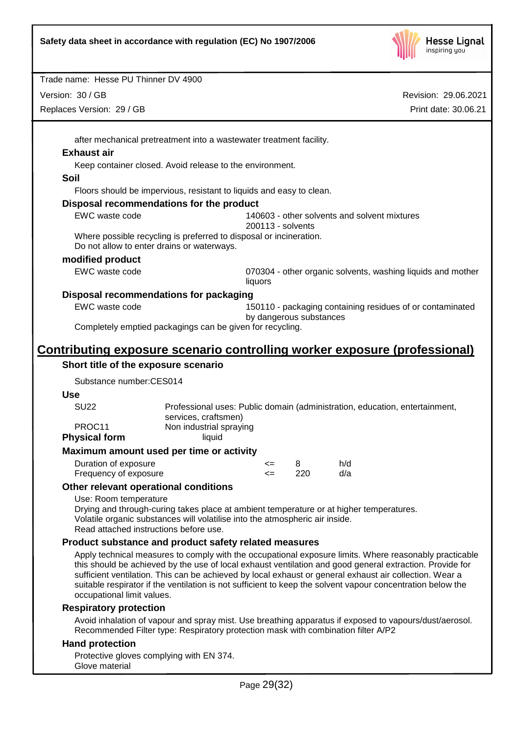after mechanical pretreatment into a wastewater treatment facility.

**Exhaust air**

Keep container closed. Avoid release to the environment.

**Soil**

Floors should be impervious, resistant to liquids and easy to clean.

**Disposal recommendations for the product**

| | |
|---|---|
| EWC waste code | 140603 - other solvents and solvent mixtures<br>200113 - solvents |

Where possible recycling is preferred to disposal or incineration.
Do not allow to enter drains or waterways.

**modified product**

| | |
|---|---|
| EWC waste code | 070304 - other organic solvents, washing liquids and mother liquors |

**Disposal recommendations for packaging**

| | |
|---|---|
| EWC waste code | 150110 - packaging containing residues of or contaminated by dangerous substances |

Completely emptied packagings can be given for recycling.

## Contributing exposure scenario controlling worker exposure (professional)

**Short title of the exposure scenario**

Substance number:CES014

**Use**

| | |
|---|---|
| SU22 | Professional uses: Public domain (administration, education, entertainment, services, craftsmen) |
| PROC11 | Non industrial spraying |

**Physical form** liquid

**Maximum amount used per time or activity**

| | | | |
|---|---|---|---|
| Duration of exposure | <= | 8 | h/d |
| Frequency of exposure | <= | 220 | d/a |

**Other relevant operational conditions**

Use: Room temperature
Drying and through-curing takes place at ambient temperature or at higher temperatures.
Volatile organic substances will volatilise into the atmospheric air inside.
Read attached instructions before use.

**Product substance and product safety related measures**

Apply technical measures to comply with the occupational exposure limits. Where reasonably practicable this should be achieved by the use of local exhaust ventilation and good general extraction. Provide for sufficient ventilation. This can be achieved by local exhaust or general exhaust air collection. Wear a suitable respirator if the ventilation is not sufficient to keep the solvent vapour concentration below the occupational limit values.

**Respiratory protection**

Avoid inhalation of vapour and spray mist. Use breathing apparatus if exposed to vapours/dust/aerosol.
Recommended Filter type: Respiratory protection mask with combination filter A/P2

**Hand protection**

Protective gloves complying with EN 374.
Glove material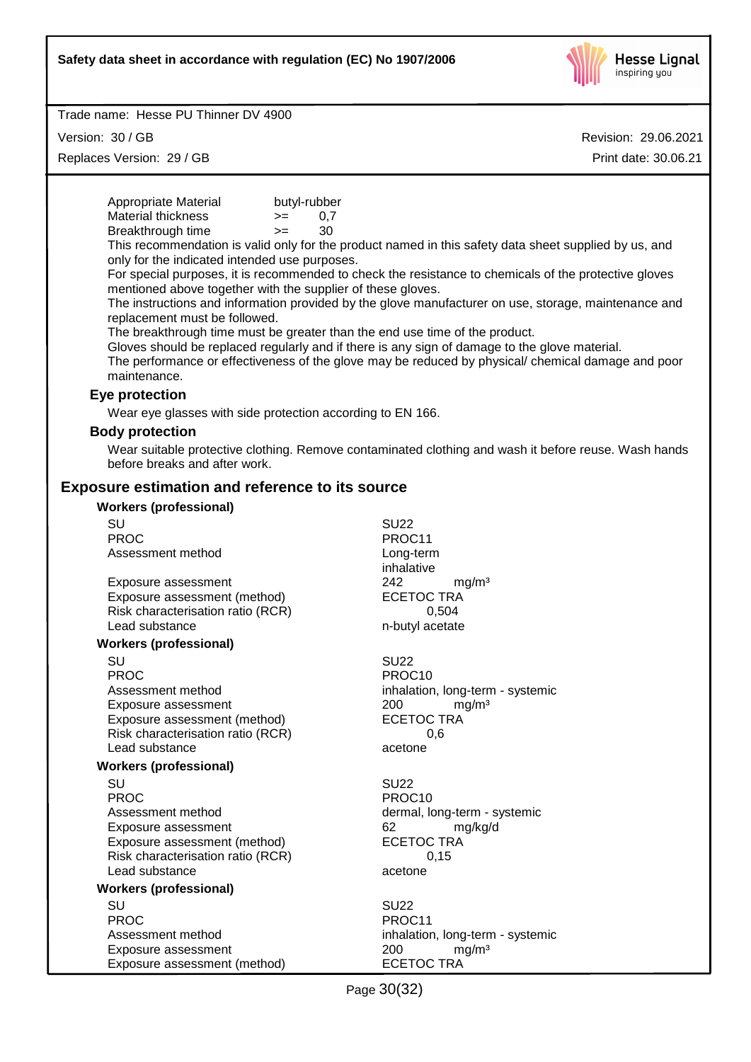| | | |
|---|---|---|
| Appropriate Material | butyl-rubber | |
| Material thickness | >= | 0,7 |
| Breakthrough time | >= | 30 |

This recommendation is valid only for the product named in this safety data sheet supplied by us, and only for the indicated intended use purposes.
For special purposes, it is recommended to check the resistance to chemicals of the protective gloves mentioned above together with the supplier of these gloves.
The instructions and information provided by the glove manufacturer on use, storage, maintenance and replacement must be followed.
The breakthrough time must be greater than the end use time of the product.
Gloves should be replaced regularly and if there is any sign of damage to the glove material.
The performance or effectiveness of the glove may be reduced by physical/ chemical damage and poor maintenance.

### Eye protection

Wear eye glasses with side protection according to EN 166.

### Body protection

Wear suitable protective clothing. Remove contaminated clothing and wash it before reuse. Wash hands before breaks and after work.

## Exposure estimation and reference to its source

**Workers (professional)**

| | |
|---|---|
| SU | SU22 |
| PROC | PROC11 |
| Assessment method | Long-term inhalative |
| Exposure assessment | 242 mg/m³ |
| Exposure assessment (method) | ECETOC TRA |
| Risk characterisation ratio (RCR) | 0,504 |
| Lead substance | n-butyl acetate |

**Workers (professional)**

| | |
|---|---|
| SU | SU22 |
| PROC | PROC10 |
| Assessment method | inhalation, long-term - systemic |
| Exposure assessment | 200 mg/m³ |
| Exposure assessment (method) | ECETOC TRA |
| Risk characterisation ratio (RCR) | 0,6 |
| Lead substance | acetone |

**Workers (professional)**

| | |
|---|---|
| SU | SU22 |
| PROC | PROC10 |
| Assessment method | dermal, long-term - systemic |
| Exposure assessment | 62 mg/kg/d |
| Exposure assessment (method) | ECETOC TRA |
| Risk characterisation ratio (RCR) | 0,15 |
| Lead substance | acetone |

**Workers (professional)**

| | |
|---|---|
| SU | SU22 |
| PROC | PROC11 |
| Assessment method | inhalation, long-term - systemic |
| Exposure assessment | 200 mg/m³ |
| Exposure assessment (method) | ECETOC TRA |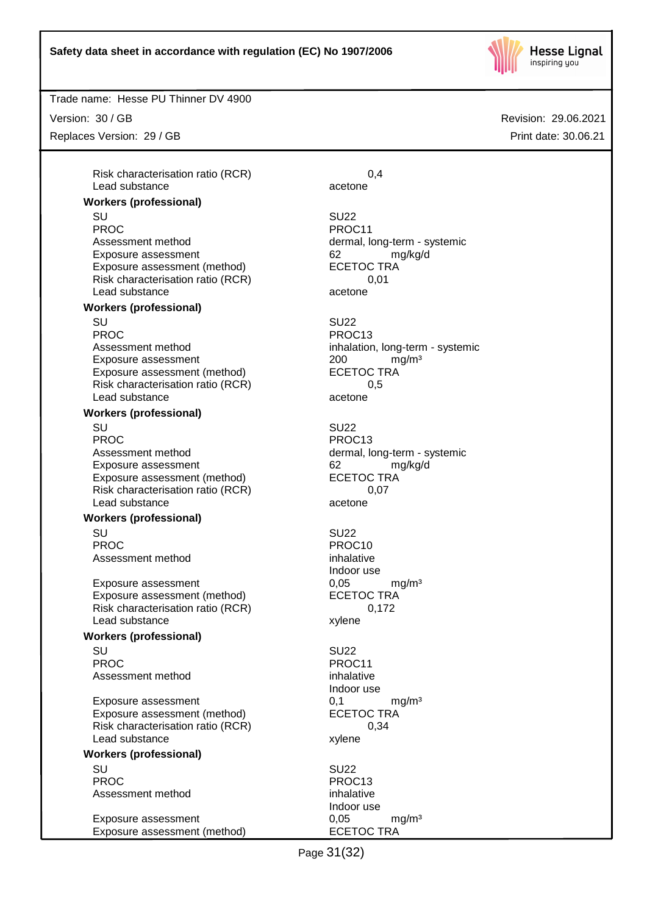| | |
|---|---|
| Risk characterisation ratio (RCR) | 0,4 |
| Lead substance | acetone |

**Workers (professional)**

| | |
|---|---|
| SU | SU22 |
| PROC | PROC11 |
| Assessment method | dermal, long-term - systemic |
| Exposure assessment | 62 mg/kg/d |
| Exposure assessment (method) | ECETOC TRA |
| Risk characterisation ratio (RCR) | 0,01 |
| Lead substance | acetone |

**Workers (professional)**

| | |
|---|---|
| SU | SU22 |
| PROC | PROC13 |
| Assessment method | inhalation, long-term - systemic |
| Exposure assessment | 200 mg/m³ |
| Exposure assessment (method) | ECETOC TRA |
| Risk characterisation ratio (RCR) | 0,5 |
| Lead substance | acetone |

**Workers (professional)**

| | |
|---|---|
| SU | SU22 |
| PROC | PROC13 |
| Assessment method | dermal, long-term - systemic |
| Exposure assessment | 62 mg/kg/d |
| Exposure assessment (method) | ECETOC TRA |
| Risk characterisation ratio (RCR) | 0,07 |
| Lead substance | acetone |

**Workers (professional)**

| | |
|---|---|
| SU | SU22 |
| PROC | PROC10 |
| Assessment method | inhalative<br>Indoor use |
| Exposure assessment | 0,05 mg/m³ |
| Exposure assessment (method) | ECETOC TRA |
| Risk characterisation ratio (RCR) | 0,172 |
| Lead substance | xylene |

**Workers (professional)**

| | |
|---|---|
| SU | SU22 |
| PROC | PROC11 |
| Assessment method | inhalative<br>Indoor use |
| Exposure assessment | 0,1 mg/m³ |
| Exposure assessment (method) | ECETOC TRA |
| Risk characterisation ratio (RCR) | 0,34 |
| Lead substance | xylene |

**Workers (professional)**

| | |
|---|---|
| SU | SU22 |
| PROC | PROC13 |
| Assessment method | inhalative<br>Indoor use |
| Exposure assessment | 0,05 mg/m³ |
| Exposure assessment (method) | ECETOC TRA |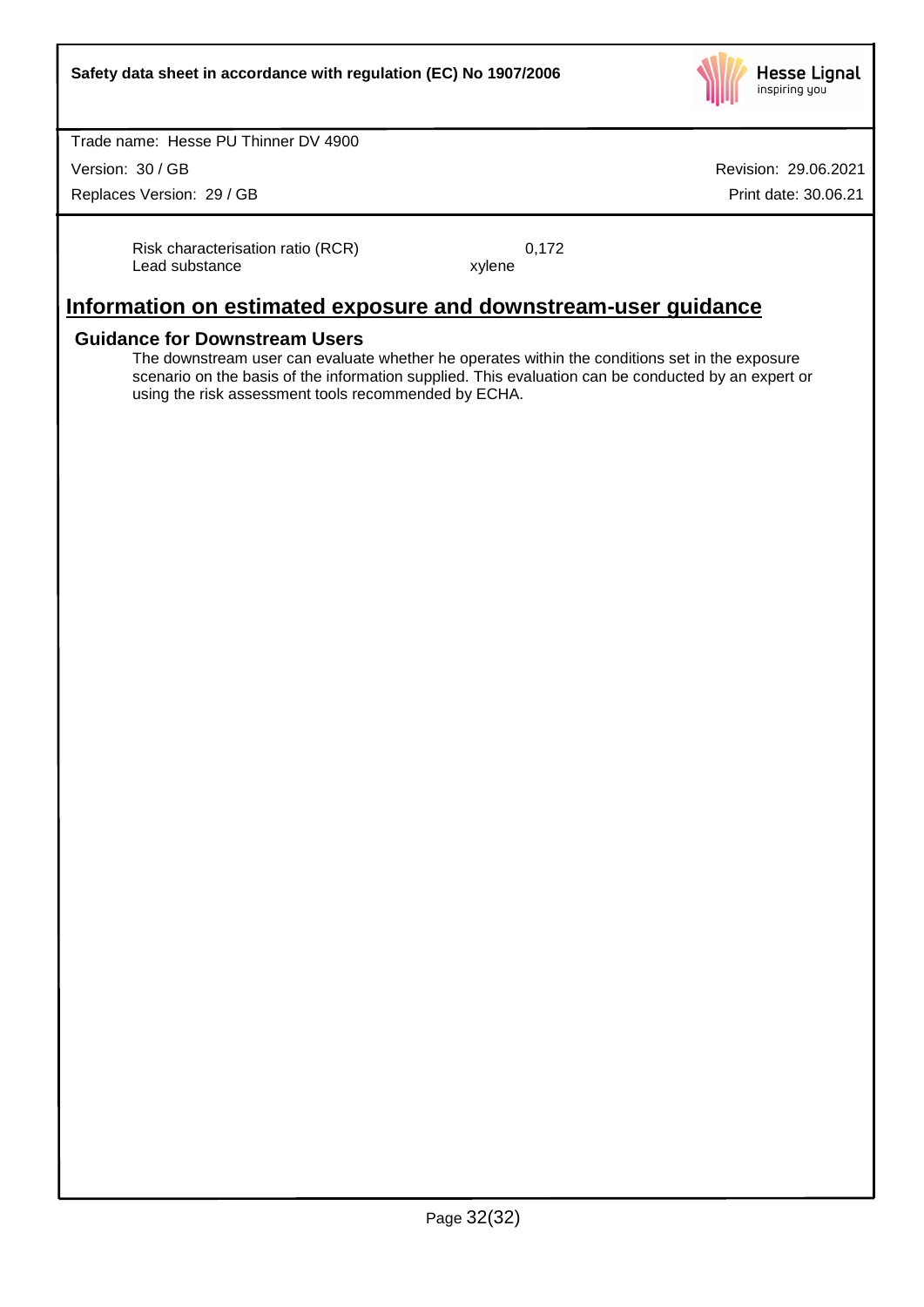| | |
|---|---|
| Risk characterisation ratio (RCR) | 0,172 |
| Lead substance | xylene |

## Information on estimated exposure and downstream-user guidance

### Guidance for Downstream Users

The downstream user can evaluate whether he operates within the conditions set in the exposure scenario on the basis of the information supplied. This evaluation can be conducted by an expert or using the risk assessment tools recommended by ECHA.